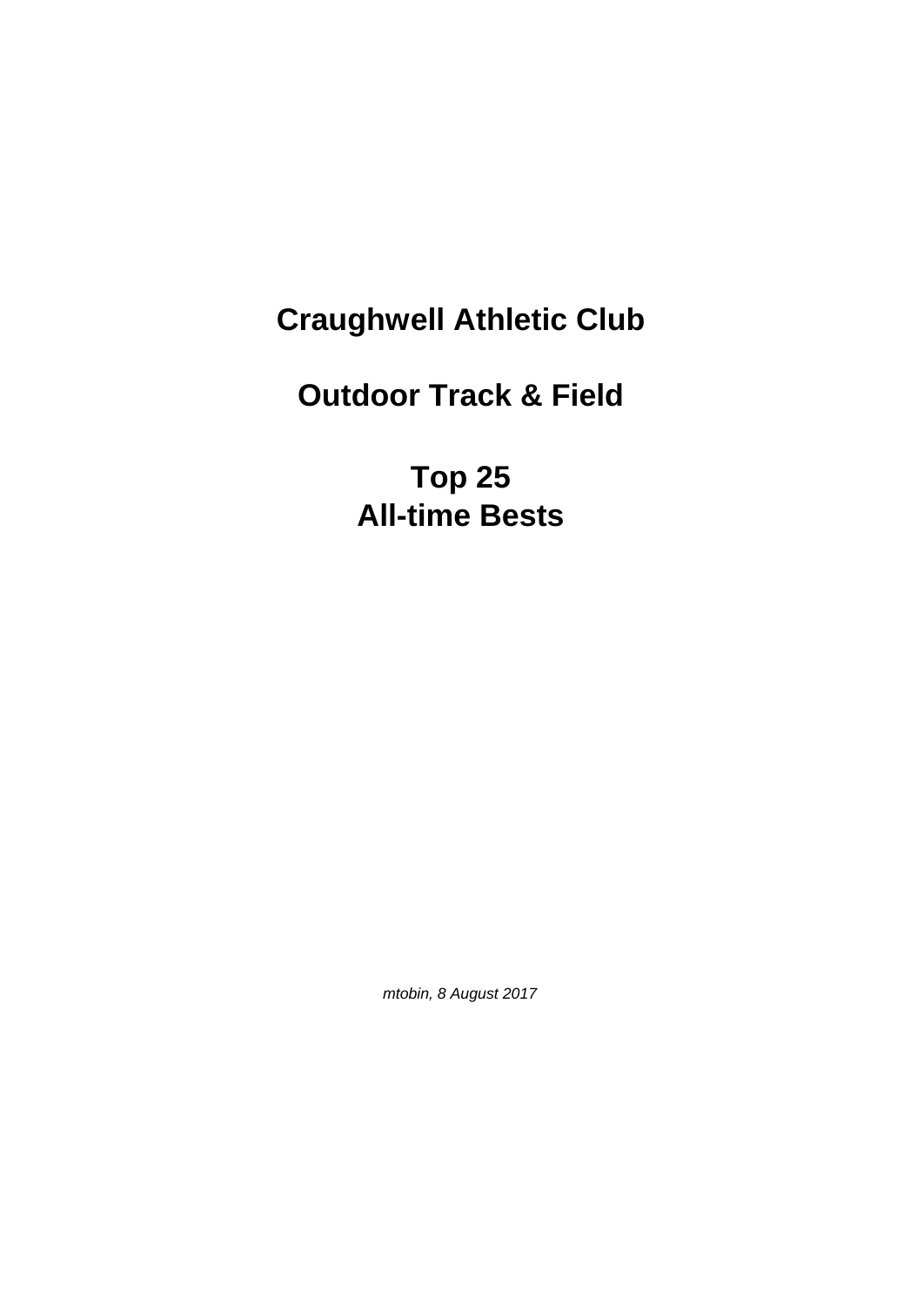# Craughwell Athletic Club

# Outdoor Track & Field

# Top 25
# All-time Bests

*mtobin, 8 August 2017*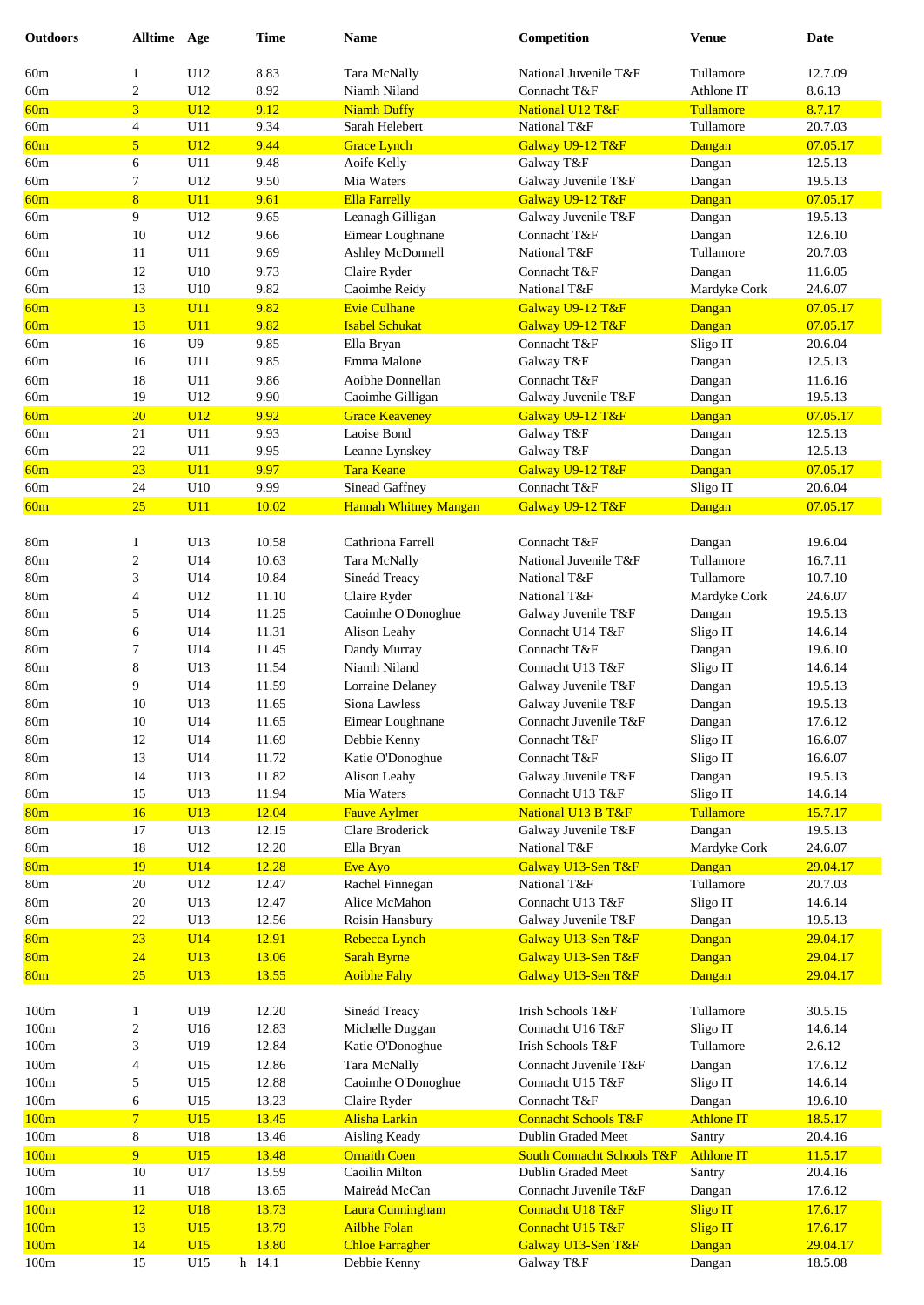| Outdoors | Alltime | Age | Time | Name | Competition | Venue | Date |
|---|---|---|---|---|---|---|---|
| 60m | 1 | U12 | 8.83 | Tara McNally | National Juvenile T&F | Tullamore | 12.7.09 |
| 60m | 2 | U12 | 8.92 | Niamh Niland | Connacht T&F | Athlone IT | 8.6.13 |
| 60m | 3 | U12 | 9.12 | Niamh Duffy | National U12 T&F | Tullamore | 8.7.17 |
| 60m | 4 | U11 | 9.34 | Sarah Helebert | National T&F | Tullamore | 20.7.03 |
| 60m | 5 | U12 | 9.44 | Grace Lynch | Galway U9-12 T&F | Dangan | 07.05.17 |
| 60m | 6 | U11 | 9.48 | Aoife Kelly | Galway T&F | Dangan | 12.5.13 |
| 60m | 7 | U12 | 9.50 | Mia Waters | Galway Juvenile T&F | Dangan | 19.5.13 |
| 60m | 8 | U11 | 9.61 | Ella Farrelly | Galway U9-12 T&F | Dangan | 07.05.17 |
| 60m | 9 | U12 | 9.65 | Leanagh Gilligan | Galway Juvenile T&F | Dangan | 19.5.13 |
| 60m | 10 | U12 | 9.66 | Eimear Loughnane | Connacht T&F | Dangan | 12.6.10 |
| 60m | 11 | U11 | 9.69 | Ashley McDonnell | National T&F | Tullamore | 20.7.03 |
| 60m | 12 | U10 | 9.73 | Claire Ryder | Connacht T&F | Dangan | 11.6.05 |
| 60m | 13 | U10 | 9.82 | Caoimhe Reidy | National T&F | Mardyke Cork | 24.6.07 |
| 60m | 13 | U11 | 9.82 | Evie Culhane | Galway U9-12 T&F | Dangan | 07.05.17 |
| 60m | 13 | U11 | 9.82 | Isabel Schukat | Galway U9-12 T&F | Dangan | 07.05.17 |
| 60m | 16 | U9 | 9.85 | Ella Bryan | Connacht T&F | Sligo IT | 20.6.04 |
| 60m | 16 | U11 | 9.85 | Emma Malone | Galway T&F | Dangan | 12.5.13 |
| 60m | 18 | U11 | 9.86 | Aoibhe Donnellan | Connacht T&F | Dangan | 11.6.16 |
| 60m | 19 | U12 | 9.90 | Caoimhe Gilligan | Galway Juvenile T&F | Dangan | 19.5.13 |
| 60m | 20 | U12 | 9.92 | Grace Keaveney | Galway U9-12 T&F | Dangan | 07.05.17 |
| 60m | 21 | U11 | 9.93 | Laoise Bond | Galway T&F | Dangan | 12.5.13 |
| 60m | 22 | U11 | 9.95 | Leanne Lynskey | Galway T&F | Dangan | 12.5.13 |
| 60m | 23 | U11 | 9.97 | Tara Keane | Galway U9-12 T&F | Dangan | 07.05.17 |
| 60m | 24 | U10 | 9.99 | Sinead Gaffney | Connacht T&F | Sligo IT | 20.6.04 |
| 60m | 25 | U11 | 10.02 | Hannah Whitney Mangan | Galway U9-12 T&F | Dangan | 07.05.17 |
| 80m | 1 | U13 | 10.58 | Cathriona Farrell | Connacht T&F | Dangan | 19.6.04 |
| 80m | 2 | U14 | 10.63 | Tara McNally | National Juvenile T&F | Tullamore | 16.7.11 |
| 80m | 3 | U14 | 10.84 | Sineád Treacy | National T&F | Tullamore | 10.7.10 |
| 80m | 4 | U12 | 11.10 | Claire Ryder | National T&F | Mardyke Cork | 24.6.07 |
| 80m | 5 | U14 | 11.25 | Caoimhe O'Donoghue | Galway Juvenile T&F | Dangan | 19.5.13 |
| 80m | 6 | U14 | 11.31 | Alison Leahy | Connacht U14 T&F | Sligo IT | 14.6.14 |
| 80m | 7 | U14 | 11.45 | Dandy Murray | Connacht T&F | Dangan | 19.6.10 |
| 80m | 8 | U13 | 11.54 | Niamh Niland | Connacht U13 T&F | Sligo IT | 14.6.14 |
| 80m | 9 | U14 | 11.59 | Lorraine Delaney | Galway Juvenile T&F | Dangan | 19.5.13 |
| 80m | 10 | U13 | 11.65 | Siona Lawless | Galway Juvenile T&F | Dangan | 19.5.13 |
| 80m | 10 | U14 | 11.65 | Eimear Loughnane | Connacht Juvenile T&F | Dangan | 17.6.12 |
| 80m | 12 | U14 | 11.69 | Debbie Kenny | Connacht T&F | Sligo IT | 16.6.07 |
| 80m | 13 | U14 | 11.72 | Katie O'Donoghue | Connacht T&F | Sligo IT | 16.6.07 |
| 80m | 14 | U13 | 11.82 | Alison Leahy | Galway Juvenile T&F | Dangan | 19.5.13 |
| 80m | 15 | U13 | 11.94 | Mia Waters | Connacht U13 T&F | Sligo IT | 14.6.14 |
| 80m | 16 | U13 | 12.04 | Fauve Aylmer | National U13 B T&F | Tullamore | 15.7.17 |
| 80m | 17 | U13 | 12.15 | Clare Broderick | Galway Juvenile T&F | Dangan | 19.5.13 |
| 80m | 18 | U12 | 12.20 | Ella Bryan | National T&F | Mardyke Cork | 24.6.07 |
| 80m | 19 | U14 | 12.28 | Eve Ayo | Galway U13-Sen T&F | Dangan | 29.04.17 |
| 80m | 20 | U12 | 12.47 | Rachel Finnegan | National T&F | Tullamore | 20.7.03 |
| 80m | 20 | U13 | 12.47 | Alice McMahon | Connacht U13 T&F | Sligo IT | 14.6.14 |
| 80m | 22 | U13 | 12.56 | Roisin Hansbury | Galway Juvenile T&F | Dangan | 19.5.13 |
| 80m | 23 | U14 | 12.91 | Rebecca Lynch | Galway U13-Sen T&F | Dangan | 29.04.17 |
| 80m | 24 | U13 | 13.06 | Sarah Byrne | Galway U13-Sen T&F | Dangan | 29.04.17 |
| 80m | 25 | U13 | 13.55 | Aoibhe Fahy | Galway U13-Sen T&F | Dangan | 29.04.17 |
| 100m | 1 | U19 | 12.20 | Sineád Treacy | Irish Schools T&F | Tullamore | 30.5.15 |
| 100m | 2 | U16 | 12.83 | Michelle Duggan | Connacht U16 T&F | Sligo IT | 14.6.14 |
| 100m | 3 | U19 | 12.84 | Katie O'Donoghue | Irish Schools T&F | Tullamore | 2.6.12 |
| 100m | 4 | U15 | 12.86 | Tara McNally | Connacht Juvenile T&F | Dangan | 17.6.12 |
| 100m | 5 | U15 | 12.88 | Caoimhe O'Donoghue | Connacht U15 T&F | Sligo IT | 14.6.14 |
| 100m | 6 | U15 | 13.23 | Claire Ryder | Connacht T&F | Dangan | 19.6.10 |
| 100m | 7 | U15 | 13.45 | Alisha Larkin | Connacht Schools T&F | Athlone IT | 18.5.17 |
| 100m | 8 | U18 | 13.46 | Aisling Keady | Dublin Graded Meet | Santry | 20.4.16 |
| 100m | 9 | U15 | 13.48 | Ornaith Coen | South Connacht Schools T&F | Athlone IT | 11.5.17 |
| 100m | 10 | U17 | 13.59 | Caoilin Milton | Dublin Graded Meet | Santry | 20.4.16 |
| 100m | 11 | U18 | 13.65 | Maireád McCan | Connacht Juvenile T&F | Dangan | 17.6.12 |
| 100m | 12 | U18 | 13.73 | Laura Cunningham | Connacht U18 T&F | Sligo IT | 17.6.17 |
| 100m | 13 | U15 | 13.79 | Ailbhe Folan | Connacht U15 T&F | Sligo IT | 17.6.17 |
| 100m | 14 | U15 | 13.80 | Chloe Farragher | Galway U13-Sen T&F | Dangan | 29.04.17 |
| 100m | 15 | U15 | h 14.1 | Debbie Kenny | Galway T&F | Dangan | 18.5.08 |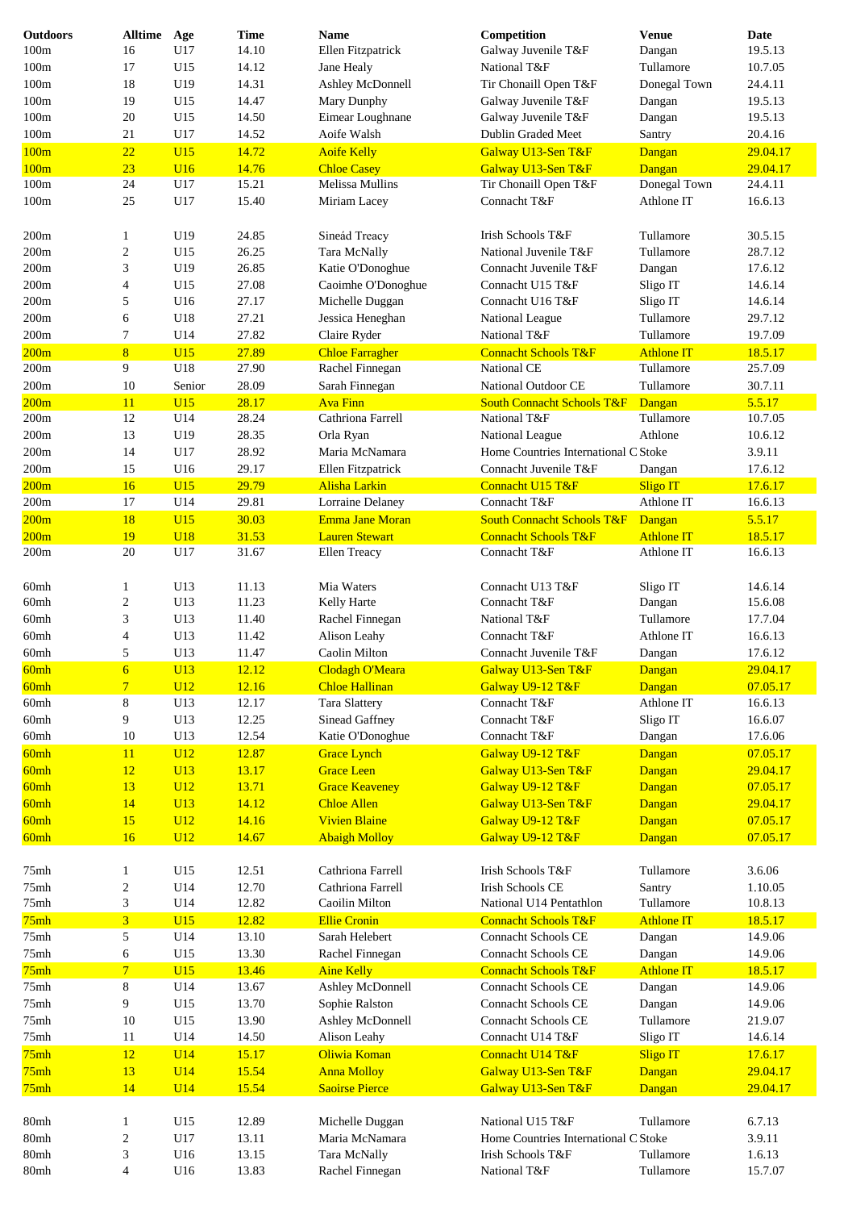| Outdoors | Alltime | Age | Time | Name | Competition | Venue | Date |
|---|---|---|---|---|---|---|---|
| 100m | 16 | U17 | 14.10 | Ellen Fitzpatrick | Galway Juvenile T&F | Dangan | 19.5.13 |
| 100m | 17 | U15 | 14.12 | Jane Healy | National T&F | Tullamore | 10.7.05 |
| 100m | 18 | U19 | 14.31 | Ashley McDonnell | Tir Chonaill Open T&F | Donegal Town | 24.4.11 |
| 100m | 19 | U15 | 14.47 | Mary Dunphy | Galway Juvenile T&F | Dangan | 19.5.13 |
| 100m | 20 | U15 | 14.50 | Eimear Loughnane | Galway Juvenile T&F | Dangan | 19.5.13 |
| 100m | 21 | U17 | 14.52 | Aoife Walsh | Dublin Graded Meet | Santry | 20.4.16 |
| 100m | 22 | U15 | 14.72 | Aoife Kelly | Galway U13-Sen T&F | Dangan | 29.04.17 |
| 100m | 23 | U16 | 14.76 | Chloe Casey | Galway U13-Sen T&F | Dangan | 29.04.17 |
| 100m | 24 | U17 | 15.21 | Melissa Mullins | Tir Chonaill Open T&F | Donegal Town | 24.4.11 |
| 100m | 25 | U17 | 15.40 | Miriam Lacey | Connacht T&F | Athlone IT | 16.6.13 |
| | | | | | | | |
| 200m | 1 | U19 | 24.85 | Sineád Treacy | Irish Schools T&F | Tullamore | 30.5.15 |
| 200m | 2 | U15 | 26.25 | Tara McNally | National Juvenile T&F | Tullamore | 28.7.12 |
| 200m | 3 | U19 | 26.85 | Katie O'Donoghue | Connacht Juvenile T&F | Dangan | 17.6.12 |
| 200m | 4 | U15 | 27.08 | Caoimhe O'Donoghue | Connacht U15 T&F | Sligo IT | 14.6.14 |
| 200m | 5 | U16 | 27.17 | Michelle Duggan | Connacht U16 T&F | Sligo IT | 14.6.14 |
| 200m | 6 | U18 | 27.21 | Jessica Heneghan | National League | Tullamore | 29.7.12 |
| 200m | 7 | U14 | 27.82 | Claire Ryder | National T&F | Tullamore | 19.7.09 |
| 200m | 8 | U15 | 27.89 | Chloe Farragher | Connacht Schools T&F | Athlone IT | 18.5.17 |
| 200m | 9 | U18 | 27.90 | Rachel Finnegan | National CE | Tullamore | 25.7.09 |
| 200m | 10 | Senior | 28.09 | Sarah Finnegan | National Outdoor CE | Tullamore | 30.7.11 |
| 200m | 11 | U15 | 28.17 | Ava Finn | South Connacht Schools T&F | Dangan | 5.5.17 |
| 200m | 12 | U14 | 28.24 | Cathriona Farrell | National T&F | Tullamore | 10.7.05 |
| 200m | 13 | U19 | 28.35 | Orla Ryan | National League | Athlone | 10.6.12 |
| 200m | 14 | U17 | 28.92 | Maria McNamara | Home Countries International C | Stoke | 3.9.11 |
| 200m | 15 | U16 | 29.17 | Ellen Fitzpatrick | Connacht Juvenile T&F | Dangan | 17.6.12 |
| 200m | 16 | U15 | 29.79 | Alisha Larkin | Connacht U15 T&F | Sligo IT | 17.6.17 |
| 200m | 17 | U14 | 29.81 | Lorraine Delaney | Connacht T&F | Athlone IT | 16.6.13 |
| 200m | 18 | U15 | 30.03 | Emma Jane Moran | South Connacht Schools T&F | Dangan | 5.5.17 |
| 200m | 19 | U18 | 31.53 | Lauren Stewart | Connacht Schools T&F | Athlone IT | 18.5.17 |
| 200m | 20 | U17 | 31.67 | Ellen Treacy | Connacht T&F | Athlone IT | 16.6.13 |
| | | | | | | | |
| 60mh | 1 | U13 | 11.13 | Mia Waters | Connacht U13 T&F | Sligo IT | 14.6.14 |
| 60mh | 2 | U13 | 11.23 | Kelly Harte | Connacht T&F | Dangan | 15.6.08 |
| 60mh | 3 | U13 | 11.40 | Rachel Finnegan | National T&F | Tullamore | 17.7.04 |
| 60mh | 4 | U13 | 11.42 | Alison Leahy | Connacht T&F | Athlone IT | 16.6.13 |
| 60mh | 5 | U13 | 11.47 | Caolin Milton | Connacht Juvenile T&F | Dangan | 17.6.12 |
| 60mh | 6 | U13 | 12.12 | Clodagh O'Meara | Galway U13-Sen T&F | Dangan | 29.04.17 |
| 60mh | 7 | U12 | 12.16 | Chloe Hallinan | Galway U9-12 T&F | Dangan | 07.05.17 |
| 60mh | 8 | U13 | 12.17 | Tara Slattery | Connacht T&F | Athlone IT | 16.6.13 |
| 60mh | 9 | U13 | 12.25 | Sinead Gaffney | Connacht T&F | Sligo IT | 16.6.07 |
| 60mh | 10 | U13 | 12.54 | Katie O'Donoghue | Connacht T&F | Dangan | 17.6.06 |
| 60mh | 11 | U12 | 12.87 | Grace Lynch | Galway U9-12 T&F | Dangan | 07.05.17 |
| 60mh | 12 | U13 | 13.17 | Grace Leen | Galway U13-Sen T&F | Dangan | 29.04.17 |
| 60mh | 13 | U12 | 13.71 | Grace Keaveney | Galway U9-12 T&F | Dangan | 07.05.17 |
| 60mh | 14 | U13 | 14.12 | Chloe Allen | Galway U13-Sen T&F | Dangan | 29.04.17 |
| 60mh | 15 | U12 | 14.16 | Vivien Blaine | Galway U9-12 T&F | Dangan | 07.05.17 |
| 60mh | 16 | U12 | 14.67 | Abaigh Molloy | Galway U9-12 T&F | Dangan | 07.05.17 |
| | | | | | | | |
| 75mh | 1 | U15 | 12.51 | Cathriona Farrell | Irish Schools T&F | Tullamore | 3.6.06 |
| 75mh | 2 | U14 | 12.70 | Cathriona Farrell | Irish Schools CE | Santry | 1.10.05 |
| 75mh | 3 | U14 | 12.82 | Caoilin Milton | National U14 Pentathlon | Tullamore | 10.8.13 |
| 75mh | 3 | U15 | 12.82 | Ellie Cronin | Connacht Schools T&F | Athlone IT | 18.5.17 |
| 75mh | 5 | U14 | 13.10 | Sarah Helebert | Connacht Schools CE | Dangan | 14.9.06 |
| 75mh | 6 | U15 | 13.30 | Rachel Finnegan | Connacht Schools CE | Dangan | 14.9.06 |
| 75mh | 7 | U15 | 13.46 | Aine Kelly | Connacht Schools T&F | Athlone IT | 18.5.17 |
| 75mh | 8 | U14 | 13.67 | Ashley McDonnell | Connacht Schools CE | Dangan | 14.9.06 |
| 75mh | 9 | U15 | 13.70 | Sophie Ralston | Connacht Schools CE | Dangan | 14.9.06 |
| 75mh | 10 | U15 | 13.90 | Ashley McDonnell | Connacht Schools CE | Tullamore | 21.9.07 |
| 75mh | 11 | U14 | 14.50 | Alison Leahy | Connacht U14 T&F | Sligo IT | 14.6.14 |
| 75mh | 12 | U14 | 15.17 | Oliwia Koman | Connacht U14 T&F | Sligo IT | 17.6.17 |
| 75mh | 13 | U14 | 15.54 | Anna Molloy | Galway U13-Sen T&F | Dangan | 29.04.17 |
| 75mh | 14 | U14 | 15.54 | Saoirse Pierce | Galway U13-Sen T&F | Dangan | 29.04.17 |
| | | | | | | | |
| 80mh | 1 | U15 | 12.89 | Michelle Duggan | National U15 T&F | Tullamore | 6.7.13 |
| 80mh | 2 | U17 | 13.11 | Maria McNamara | Home Countries International C | Stoke | 3.9.11 |
| 80mh | 3 | U16 | 13.15 | Tara McNally | Irish Schools T&F | Tullamore | 1.6.13 |
| 80mh | 4 | U16 | 13.83 | Rachel Finnegan | National T&F | Tullamore | 15.7.07 |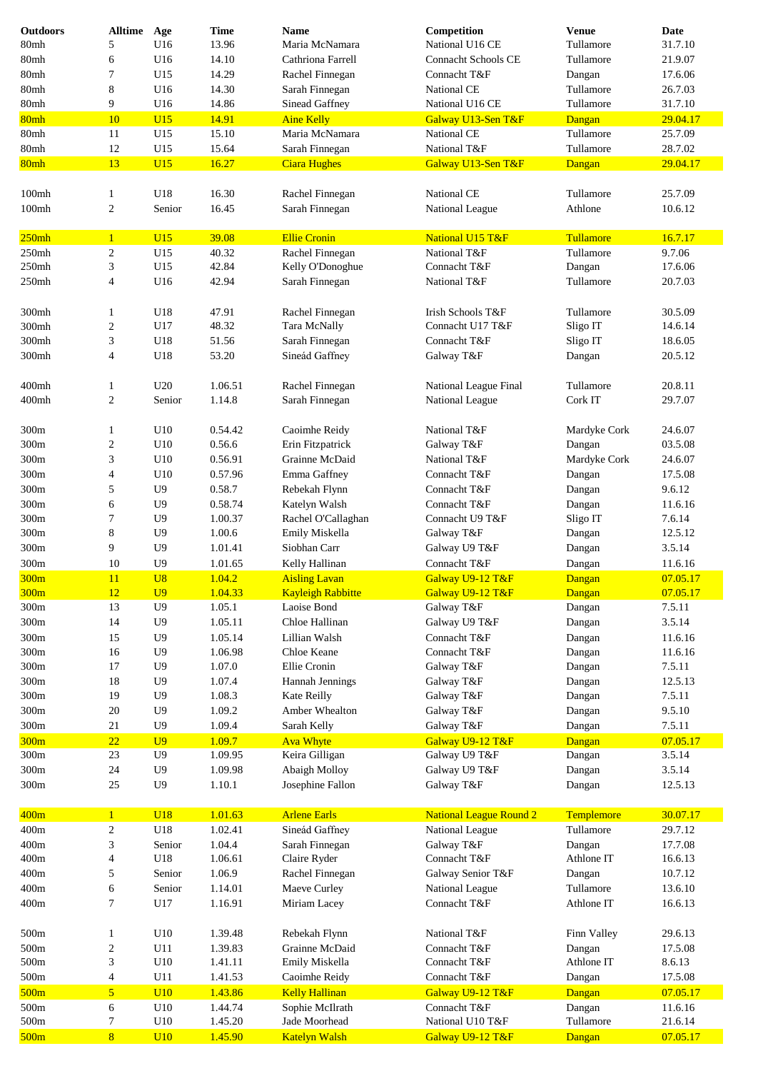| Outdoors | Alltime | Age | Time | Name | Competition | Venue | Date |
|---|---|---|---|---|---|---|---|
| 80mh | 5 | U16 | 13.96 | Maria McNamara | National U16 CE | Tullamore | 31.7.10 |
| 80mh | 6 | U16 | 14.10 | Cathriona Farrell | Connacht Schools CE | Tullamore | 21.9.07 |
| 80mh | 7 | U15 | 14.29 | Rachel Finnegan | Connacht T&F | Dangan | 17.6.06 |
| 80mh | 8 | U16 | 14.30 | Sarah Finnegan | National CE | Tullamore | 26.7.03 |
| 80mh | 9 | U16 | 14.86 | Sinead Gaffney | National U16 CE | Tullamore | 31.7.10 |
| 80mh | 10 | U15 | 14.91 | Aine Kelly | Galway U13-Sen T&F | Dangan | 29.04.17 |
| 80mh | 11 | U15 | 15.10 | Maria McNamara | National CE | Tullamore | 25.7.09 |
| 80mh | 12 | U15 | 15.64 | Sarah Finnegan | National T&F | Tullamore | 28.7.02 |
| 80mh | 13 | U15 | 16.27 | Ciara Hughes | Galway U13-Sen T&F | Dangan | 29.04.17 |
| | | | | | | | |
| 100mh | 1 | U18 | 16.30 | Rachel Finnegan | National CE | Tullamore | 25.7.09 |
| 100mh | 2 | Senior | 16.45 | Sarah Finnegan | National League | Athlone | 10.6.12 |
| | | | | | | | |
| 250mh | 1 | U15 | 39.08 | Ellie Cronin | National U15 T&F | Tullamore | 16.7.17 |
| 250mh | 2 | U15 | 40.32 | Rachel Finnegan | National T&F | Tullamore | 9.7.06 |
| 250mh | 3 | U15 | 42.84 | Kelly O'Donoghue | Connacht T&F | Dangan | 17.6.06 |
| 250mh | 4 | U16 | 42.94 | Sarah Finnegan | National T&F | Tullamore | 20.7.03 |
| | | | | | | | |
| 300mh | 1 | U18 | 47.91 | Rachel Finnegan | Irish Schools T&F | Tullamore | 30.5.09 |
| 300mh | 2 | U17 | 48.32 | Tara McNally | Connacht U17 T&F | Sligo IT | 14.6.14 |
| 300mh | 3 | U18 | 51.56 | Sarah Finnegan | Connacht T&F | Sligo IT | 18.6.05 |
| 300mh | 4 | U18 | 53.20 | Sineád Gaffney | Galway T&F | Dangan | 20.5.12 |
| | | | | | | | |
| 400mh | 1 | U20 | 1.06.51 | Rachel Finnegan | National League Final | Tullamore | 20.8.11 |
| 400mh | 2 | Senior | 1.14.8 | Sarah Finnegan | National League | Cork IT | 29.7.07 |
| | | | | | | | |
| 300m | 1 | U10 | 0.54.42 | Caoimhe Reidy | National T&F | Mardyke Cork | 24.6.07 |
| 300m | 2 | U10 | 0.56.6 | Erin Fitzpatrick | Galway T&F | Dangan | 03.5.08 |
| 300m | 3 | U10 | 0.56.91 | Grainne McDaid | National T&F | Mardyke Cork | 24.6.07 |
| 300m | 4 | U10 | 0.57.96 | Emma Gaffney | Connacht T&F | Dangan | 17.5.08 |
| 300m | 5 | U9 | 0.58.7 | Rebekah Flynn | Connacht T&F | Dangan | 9.6.12 |
| 300m | 6 | U9 | 0.58.74 | Katelyn Walsh | Connacht T&F | Dangan | 11.6.16 |
| 300m | 7 | U9 | 1.00.37 | Rachel O'Callaghan | Connacht U9 T&F | Sligo IT | 7.6.14 |
| 300m | 8 | U9 | 1.00.6 | Emily Miskella | Galway T&F | Dangan | 12.5.12 |
| 300m | 9 | U9 | 1.01.41 | Siobhan Carr | Galway U9 T&F | Dangan | 3.5.14 |
| 300m | 10 | U9 | 1.01.65 | Kelly Hallinan | Connacht T&F | Dangan | 11.6.16 |
| 300m | 11 | U8 | 1.04.2 | Aisling Lavan | Galway U9-12 T&F | Dangan | 07.05.17 |
| 300m | 12 | U9 | 1.04.33 | Kayleigh Rabbitte | Galway U9-12 T&F | Dangan | 07.05.17 |
| 300m | 13 | U9 | 1.05.1 | Laoise Bond | Galway T&F | Dangan | 7.5.11 |
| 300m | 14 | U9 | 1.05.11 | Chloe Hallinan | Galway U9 T&F | Dangan | 3.5.14 |
| 300m | 15 | U9 | 1.05.14 | Lillian Walsh | Connacht T&F | Dangan | 11.6.16 |
| 300m | 16 | U9 | 1.06.98 | Chloe Keane | Connacht T&F | Dangan | 11.6.16 |
| 300m | 17 | U9 | 1.07.0 | Ellie Cronin | Galway T&F | Dangan | 7.5.11 |
| 300m | 18 | U9 | 1.07.4 | Hannah Jennings | Galway T&F | Dangan | 12.5.13 |
| 300m | 19 | U9 | 1.08.3 | Kate Reilly | Galway T&F | Dangan | 7.5.11 |
| 300m | 20 | U9 | 1.09.2 | Amber Whealton | Galway T&F | Dangan | 9.5.10 |
| 300m | 21 | U9 | 1.09.4 | Sarah Kelly | Galway T&F | Dangan | 7.5.11 |
| 300m | 22 | U9 | 1.09.7 | Ava Whyte | Galway U9-12 T&F | Dangan | 07.05.17 |
| 300m | 23 | U9 | 1.09.95 | Keira Gilligan | Galway U9 T&F | Dangan | 3.5.14 |
| 300m | 24 | U9 | 1.09.98 | Abaigh Molloy | Galway U9 T&F | Dangan | 3.5.14 |
| 300m | 25 | U9 | 1.10.1 | Josephine Fallon | Galway T&F | Dangan | 12.5.13 |
| | | | | | | | |
| 400m | 1 | U18 | 1.01.63 | Arlene Earls | National League Round 2 | Templemore | 30.07.17 |
| 400m | 2 | U18 | 1.02.41 | Sineád Gaffney | National League | Tullamore | 29.7.12 |
| 400m | 3 | Senior | 1.04.4 | Sarah Finnegan | Galway T&F | Dangan | 17.7.08 |
| 400m | 4 | U18 | 1.06.61 | Claire Ryder | Connacht T&F | Athlone IT | 16.6.13 |
| 400m | 5 | Senior | 1.06.9 | Rachel Finnegan | Galway Senior T&F | Dangan | 10.7.12 |
| 400m | 6 | Senior | 1.14.01 | Maeve Curley | National League | Tullamore | 13.6.10 |
| 400m | 7 | U17 | 1.16.91 | Miriam Lacey | Connacht T&F | Athlone IT | 16.6.13 |
| | | | | | | | |
| 500m | 1 | U10 | 1.39.48 | Rebekah Flynn | National T&F | Finn Valley | 29.6.13 |
| 500m | 2 | U11 | 1.39.83 | Grainne McDaid | Connacht T&F | Dangan | 17.5.08 |
| 500m | 3 | U10 | 1.41.11 | Emily Miskella | Connacht T&F | Athlone IT | 8.6.13 |
| 500m | 4 | U11 | 1.41.53 | Caoimhe Reidy | Connacht T&F | Dangan | 17.5.08 |
| 500m | 5 | U10 | 1.43.86 | Kelly Hallinan | Galway U9-12 T&F | Dangan | 07.05.17 |
| 500m | 6 | U10 | 1.44.74 | Sophie McIlrath | Connacht T&F | Dangan | 11.6.16 |
| 500m | 7 | U10 | 1.45.20 | Jade Moorhead | National U10 T&F | Tullamore | 21.6.14 |
| 500m | 8 | U10 | 1.45.90 | Katelyn Walsh | Galway U9-12 T&F | Dangan | 07.05.17 |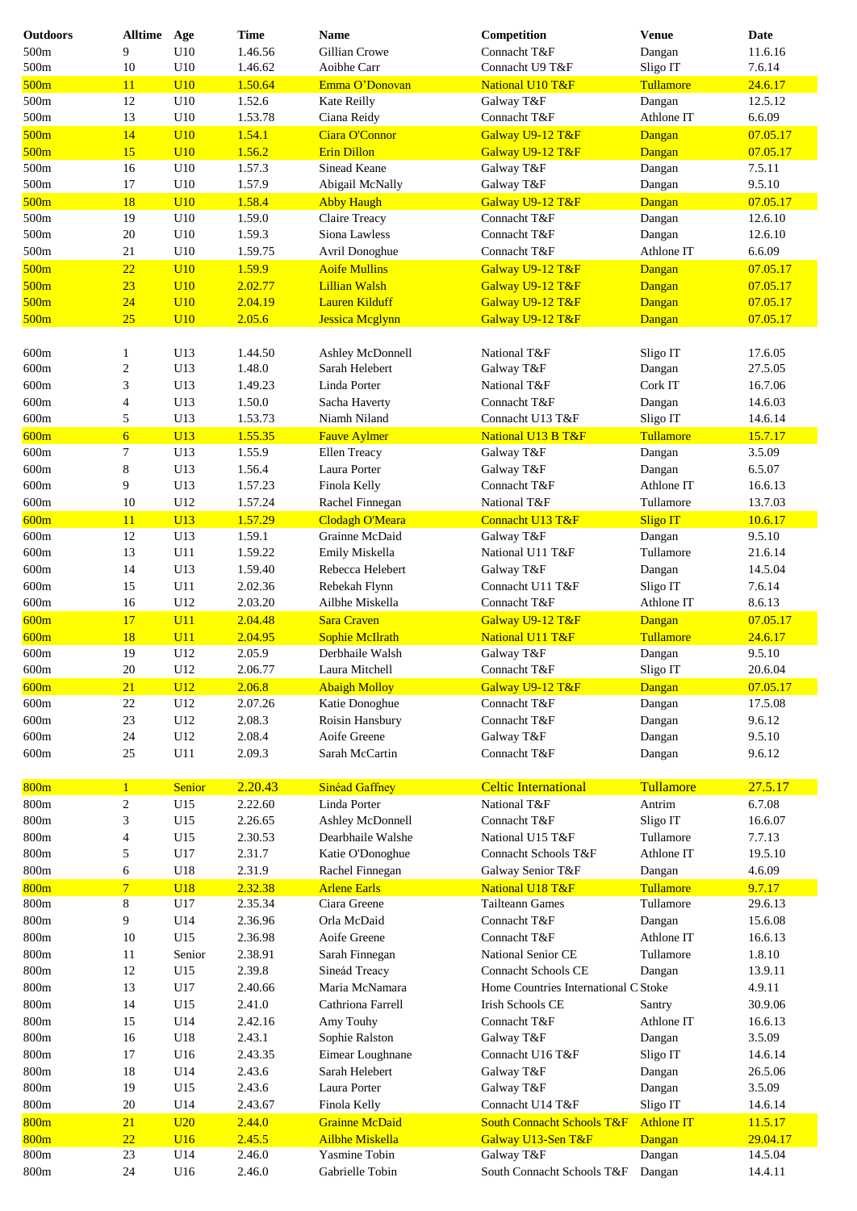| Outdoors | Alltime | Age | Time | Name | Competition | Venue | Date |
|---|---|---|---|---|---|---|---|
| 500m | 9 | U10 | 1.46.56 | Gillian Crowe | Connacht T&F | Dangan | 11.6.16 |
| 500m | 10 | U10 | 1.46.62 | Aoibhe Carr | Connacht U9 T&F | Sligo IT | 7.6.14 |
| 500m | 11 | U10 | 1.50.64 | Emma O'Donovan | National U10 T&F | Tullamore | 24.6.17 |
| 500m | 12 | U10 | 1.52.6 | Kate Reilly | Galway T&F | Dangan | 12.5.12 |
| 500m | 13 | U10 | 1.53.78 | Ciana Reidy | Connacht T&F | Athlone IT | 6.6.09 |
| 500m | 14 | U10 | 1.54.1 | Ciara O'Connor | Galway U9-12 T&F | Dangan | 07.05.17 |
| 500m | 15 | U10 | 1.56.2 | Erin Dillon | Galway U9-12 T&F | Dangan | 07.05.17 |
| 500m | 16 | U10 | 1.57.3 | Sinead Keane | Galway T&F | Dangan | 7.5.11 |
| 500m | 17 | U10 | 1.57.9 | Abigail McNally | Galway T&F | Dangan | 9.5.10 |
| 500m | 18 | U10 | 1.58.4 | Abby Haugh | Galway U9-12 T&F | Dangan | 07.05.17 |
| 500m | 19 | U10 | 1.59.0 | Claire Treacy | Connacht T&F | Dangan | 12.6.10 |
| 500m | 20 | U10 | 1.59.3 | Siona Lawless | Connacht T&F | Dangan | 12.6.10 |
| 500m | 21 | U10 | 1.59.75 | Avril Donoghue | Connacht T&F | Athlone IT | 6.6.09 |
| 500m | 22 | U10 | 1.59.9 | Aoife Mullins | Galway U9-12 T&F | Dangan | 07.05.17 |
| 500m | 23 | U10 | 2.02.77 | Lillian Walsh | Galway U9-12 T&F | Dangan | 07.05.17 |
| 500m | 24 | U10 | 2.04.19 | Lauren Kilduff | Galway U9-12 T&F | Dangan | 07.05.17 |
| 500m | 25 | U10 | 2.05.6 | Jessica Mcglynn | Galway U9-12 T&F | Dangan | 07.05.17 |
| | | | | | | | |
| 600m | 1 | U13 | 1.44.50 | Ashley McDonnell | National T&F | Sligo IT | 17.6.05 |
| 600m | 2 | U13 | 1.48.0 | Sarah Helebert | Galway T&F | Dangan | 27.5.05 |
| 600m | 3 | U13 | 1.49.23 | Linda Porter | National T&F | Cork IT | 16.7.06 |
| 600m | 4 | U13 | 1.50.0 | Sacha Haverty | Connacht T&F | Dangan | 14.6.03 |
| 600m | 5 | U13 | 1.53.73 | Niamh Niland | Connacht U13 T&F | Sligo IT | 14.6.14 |
| 600m | 6 | U13 | 1.55.35 | Fauve Aylmer | National U13 B T&F | Tullamore | 15.7.17 |
| 600m | 7 | U13 | 1.55.9 | Ellen Treacy | Galway T&F | Dangan | 3.5.09 |
| 600m | 8 | U13 | 1.56.4 | Laura Porter | Galway T&F | Dangan | 6.5.07 |
| 600m | 9 | U13 | 1.57.23 | Finola Kelly | Connacht T&F | Athlone IT | 16.6.13 |
| 600m | 10 | U12 | 1.57.24 | Rachel Finnegan | National T&F | Tullamore | 13.7.03 |
| 600m | 11 | U13 | 1.57.29 | Clodagh O'Meara | Connacht U13 T&F | Sligo IT | 10.6.17 |
| 600m | 12 | U13 | 1.59.1 | Grainne McDaid | Galway T&F | Dangan | 9.5.10 |
| 600m | 13 | U11 | 1.59.22 | Emily Miskella | National U11 T&F | Tullamore | 21.6.14 |
| 600m | 14 | U13 | 1.59.40 | Rebecca Helebert | Galway T&F | Dangan | 14.5.04 |
| 600m | 15 | U11 | 2.02.36 | Rebekah Flynn | Connacht U11 T&F | Sligo IT | 7.6.14 |
| 600m | 16 | U12 | 2.03.20 | Ailbhe Miskella | Connacht T&F | Athlone IT | 8.6.13 |
| 600m | 17 | U11 | 2.04.48 | Sara Craven | Galway U9-12 T&F | Dangan | 07.05.17 |
| 600m | 18 | U11 | 2.04.95 | Sophie McIlrath | National U11 T&F | Tullamore | 24.6.17 |
| 600m | 19 | U12 | 2.05.9 | Derbhaile Walsh | Galway T&F | Dangan | 9.5.10 |
| 600m | 20 | U12 | 2.06.77 | Laura Mitchell | Connacht T&F | Sligo IT | 20.6.04 |
| 600m | 21 | U12 | 2.06.8 | Abaigh Molloy | Galway U9-12 T&F | Dangan | 07.05.17 |
| 600m | 22 | U12 | 2.07.26 | Katie Donoghue | Connacht T&F | Dangan | 17.5.08 |
| 600m | 23 | U12 | 2.08.3 | Roisin Hansbury | Connacht T&F | Dangan | 9.6.12 |
| 600m | 24 | U12 | 2.08.4 | Aoife Greene | Galway T&F | Dangan | 9.5.10 |
| 600m | 25 | U11 | 2.09.3 | Sarah McCartin | Connacht T&F | Dangan | 9.6.12 |
| | | | | | | | |
| 800m | 1 | Senior | 2.20.43 | Sinéad Gaffney | Celtic International | Tullamore | 27.5.17 |
| 800m | 2 | U15 | 2.22.60 | Linda Porter | National T&F | Antrim | 6.7.08 |
| 800m | 3 | U15 | 2.26.65 | Ashley McDonnell | Connacht T&F | Sligo IT | 16.6.07 |
| 800m | 4 | U15 | 2.30.53 | Dearbhaile Walshe | National U15 T&F | Tullamore | 7.7.13 |
| 800m | 5 | U17 | 2.31.7 | Katie O'Donoghue | Connacht Schools T&F | Athlone IT | 19.5.10 |
| 800m | 6 | U18 | 2.31.9 | Rachel Finnegan | Galway Senior T&F | Dangan | 4.6.09 |
| 800m | 7 | U18 | 2.32.38 | Arlene Earls | National U18 T&F | Tullamore | 9.7.17 |
| 800m | 8 | U17 | 2.35.34 | Ciara Greene | Tailteann Games | Tullamore | 29.6.13 |
| 800m | 9 | U14 | 2.36.96 | Orla McDaid | Connacht T&F | Dangan | 15.6.08 |
| 800m | 10 | U15 | 2.36.98 | Aoife Greene | Connacht T&F | Athlone IT | 16.6.13 |
| 800m | 11 | Senior | 2.38.91 | Sarah Finnegan | National Senior CE | Tullamore | 1.8.10 |
| 800m | 12 | U15 | 2.39.8 | Sineád Treacy | Connacht Schools CE | Dangan | 13.9.11 |
| 800m | 13 | U17 | 2.40.66 | Maria McNamara | Home Countries International C | Stoke | 4.9.11 |
| 800m | 14 | U15 | 2.41.0 | Cathriona Farrell | Irish Schools CE | Santry | 30.9.06 |
| 800m | 15 | U14 | 2.42.16 | Amy Touhy | Connacht T&F | Athlone IT | 16.6.13 |
| 800m | 16 | U18 | 2.43.1 | Sophie Ralston | Galway T&F | Dangan | 3.5.09 |
| 800m | 17 | U16 | 2.43.35 | Eimear Loughnane | Connacht U16 T&F | Sligo IT | 14.6.14 |
| 800m | 18 | U14 | 2.43.6 | Sarah Helebert | Galway T&F | Dangan | 26.5.06 |
| 800m | 19 | U15 | 2.43.6 | Laura Porter | Galway T&F | Dangan | 3.5.09 |
| 800m | 20 | U14 | 2.43.67 | Finola Kelly | Connacht U14 T&F | Sligo IT | 14.6.14 |
| 800m | 21 | U20 | 2.44.0 | Grainne McDaid | South Connacht Schools T&F | Athlone IT | 11.5.17 |
| 800m | 22 | U16 | 2.45.5 | Ailbhe Miskella | Galway U13-Sen T&F | Dangan | 29.04.17 |
| 800m | 23 | U14 | 2.46.0 | Yasmine Tobin | Galway T&F | Dangan | 14.5.04 |
| 800m | 24 | U16 | 2.46.0 | Gabrielle Tobin | South Connacht Schools T&F | Dangan | 14.4.11 |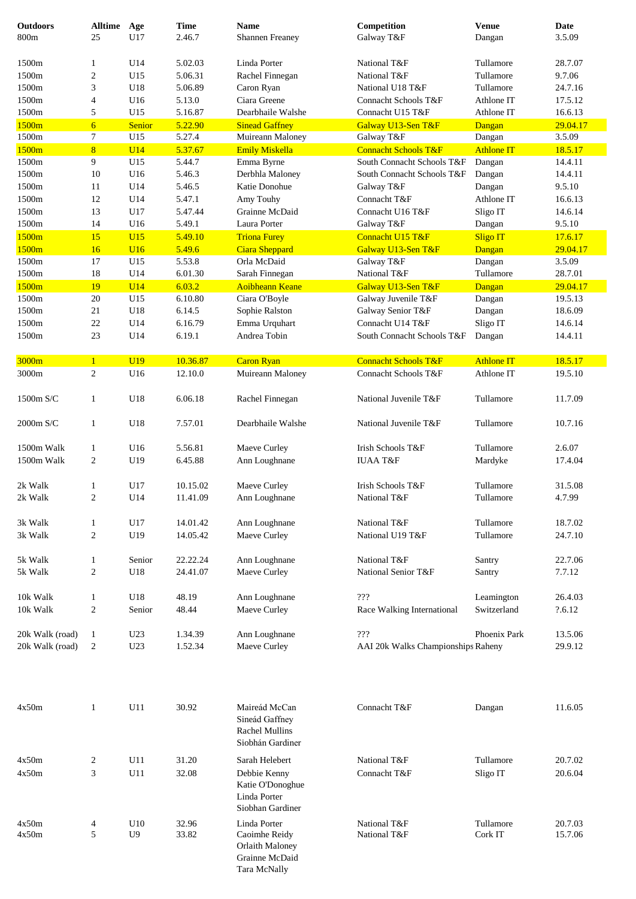| Outdoors | Alltime | Age | Time | Name | Competition | Venue | Date |
|---|---|---|---|---|---|---|---|
| 800m | 25 | U17 | 2.46.7 | Shannen Freaney | Galway T&F | Dangan | 3.5.09 |
| | | | | | | | |
| 1500m | 1 | U14 | 5.02.03 | Linda Porter | National T&F | Tullamore | 28.7.07 |
| 1500m | 2 | U15 | 5.06.31 | Rachel Finnegan | National T&F | Tullamore | 9.7.06 |
| 1500m | 3 | U18 | 5.06.89 | Caron Ryan | National U18 T&F | Tullamore | 24.7.16 |
| 1500m | 4 | U16 | 5.13.0 | Ciara Greene | Connacht Schools T&F | Athlone IT | 17.5.12 |
| 1500m | 5 | U15 | 5.16.87 | Dearbhaile Walshe | Connacht U15 T&F | Athlone IT | 16.6.13 |
| 1500m | 6 | Senior | 5.22.90 | Sinead Gaffney | Galway U13-Sen T&F | Dangan | 29.04.17 |
| 1500m | 7 | U15 | 5.27.4 | Muireann Maloney | Galway T&F | Dangan | 3.5.09 |
| 1500m | 8 | U14 | 5.37.67 | Emily Miskella | Connacht Schools T&F | Athlone IT | 18.5.17 |
| 1500m | 9 | U15 | 5.44.7 | Emma Byrne | South Connacht Schools T&F | Dangan | 14.4.11 |
| 1500m | 10 | U16 | 5.46.3 | Derbhla Maloney | South Connacht Schools T&F | Dangan | 14.4.11 |
| 1500m | 11 | U14 | 5.46.5 | Katie Donohue | Galway T&F | Dangan | 9.5.10 |
| 1500m | 12 | U14 | 5.47.1 | Amy Touhy | Connacht T&F | Athlone IT | 16.6.13 |
| 1500m | 13 | U17 | 5.47.44 | Grainne McDaid | Connacht U16 T&F | Sligo IT | 14.6.14 |
| 1500m | 14 | U16 | 5.49.1 | Laura Porter | Galway T&F | Dangan | 9.5.10 |
| 1500m | 15 | U15 | 5.49.10 | Triona Furey | Connacht U15 T&F | Sligo IT | 17.6.17 |
| 1500m | 16 | U16 | 5.49.6 | Ciara Sheppard | Galway U13-Sen T&F | Dangan | 29.04.17 |
| 1500m | 17 | U15 | 5.53.8 | Orla McDaid | Galway T&F | Dangan | 3.5.09 |
| 1500m | 18 | U14 | 6.01.30 | Sarah Finnegan | National T&F | Tullamore | 28.7.01 |
| 1500m | 19 | U14 | 6.03.2 | Aoibheann Keane | Galway U13-Sen T&F | Dangan | 29.04.17 |
| 1500m | 20 | U15 | 6.10.80 | Ciara O'Boyle | Galway Juvenile T&F | Dangan | 19.5.13 |
| 1500m | 21 | U18 | 6.14.5 | Sophie Ralston | Galway Senior T&F | Dangan | 18.6.09 |
| 1500m | 22 | U14 | 6.16.79 | Emma Urquhart | Connacht U14 T&F | Sligo IT | 14.6.14 |
| 1500m | 23 | U14 | 6.19.1 | Andrea Tobin | South Connacht Schools T&F | Dangan | 14.4.11 |
| | | | | | | | |
| 3000m | 1 | U19 | 10.36.87 | Caron Ryan | Connacht Schools T&F | Athlone IT | 18.5.17 |
| 3000m | 2 | U16 | 12.10.0 | Muireann Maloney | Connacht Schools T&F | Athlone IT | 19.5.10 |
| | | | | | | | |
| 1500m S/C | 1 | U18 | 6.06.18 | Rachel Finnegan | National Juvenile T&F | Tullamore | 11.7.09 |
| | | | | | | | |
| 2000m S/C | 1 | U18 | 7.57.01 | Dearbhaile Walshe | National Juvenile T&F | Tullamore | 10.7.16 |
| | | | | | | | |
| 1500m Walk | 1 | U16 | 5.56.81 | Maeve Curley | Irish Schools T&F | Tullamore | 2.6.07 |
| 1500m Walk | 2 | U19 | 6.45.88 | Ann Loughnane | IUAA T&F | Mardyke | 17.4.04 |
| | | | | | | | |
| 2k Walk | 1 | U17 | 10.15.02 | Maeve Curley | Irish Schools T&F | Tullamore | 31.5.08 |
| 2k Walk | 2 | U14 | 11.41.09 | Ann Loughnane | National T&F | Tullamore | 4.7.99 |
| | | | | | | | |
| 3k Walk | 1 | U17 | 14.01.42 | Ann Loughnane | National T&F | Tullamore | 18.7.02 |
| 3k Walk | 2 | U19 | 14.05.42 | Maeve Curley | National U19 T&F | Tullamore | 24.7.10 |
| | | | | | | | |
| 5k Walk | 1 | Senior | 22.22.24 | Ann Loughnane | National T&F | Santry | 22.7.06 |
| 5k Walk | 2 | U18 | 24.41.07 | Maeve Curley | National Senior T&F | Santry | 7.7.12 |
| | | | | | | | |
| 10k Walk | 1 | U18 | 48.19 | Ann Loughnane | ??? | Leamington | 26.4.03 |
| 10k Walk | 2 | Senior | 48.44 | Maeve Curley | Race Walking International | Switzerland | ?.6.12 |
| | | | | | | | |
| 20k Walk (road) | 1 | U23 | 1.34.39 | Ann Loughnane | ??? | Phoenix Park | 13.5.06 |
| 20k Walk (road) | 2 | U23 | 1.52.34 | Maeve Curley | AAI 20k Walks Championships | Raheny | 29.9.12 |
| | | | | | | | |
| 4x50m | 1 | U11 | 30.92 | Maireád McCan, Sineád Gaffney, Rachel Mullins, Siobhán Gardiner | Connacht T&F | Dangan | 11.6.05 |
| | | | | | | | |
| 4x50m | 2 | U11 | 31.20 | Sarah Helebert | National T&F | Tullamore | 20.7.02 |
| 4x50m | 3 | U11 | 32.08 | Debbie Kenny, Katie O'Donoghue, Linda Porter, Siobhan Gardiner | Connacht T&F | Sligo IT | 20.6.04 |
| | | | | | | | |
| 4x50m | 4 | U10 | 32.96 | Linda Porter | National T&F | Tullamore | 20.7.03 |
| 4x50m | 5 | U9 | 33.82 | Caoimhe Reidy, Orlaith Maloney, Grainne McDaid, Tara McNally | National T&F | Cork IT | 15.7.06 |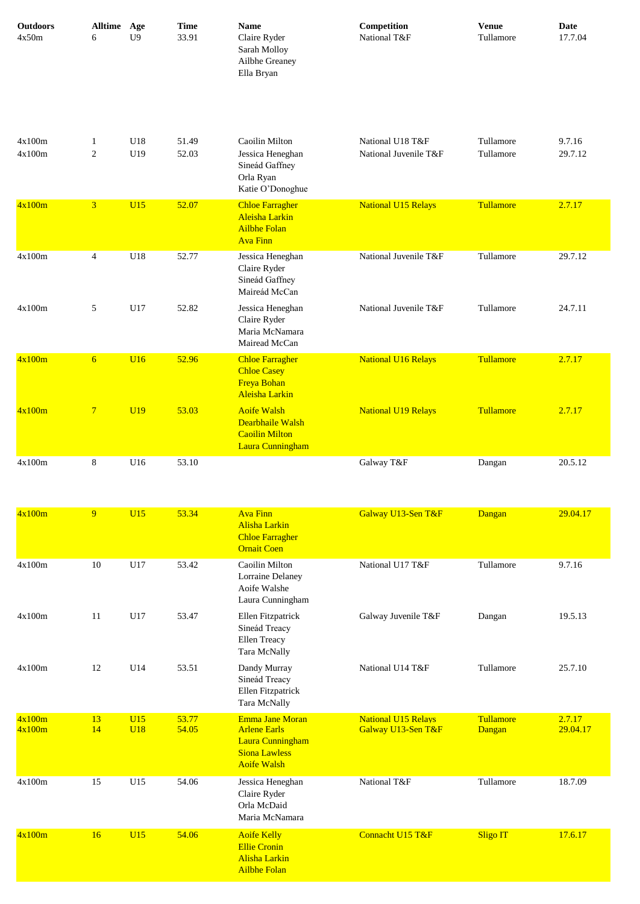| Outdoors | Alltime | Age | Time | Name | Competition | Venue | Date |
|---|---|---|---|---|---|---|---|
| 4x50m | 6 | U9 | 33.91 | Claire Ryder<br>Sarah Molloy<br>Ailbhe Greaney<br>Ella Bryan | National T&F | Tullamore | 17.7.04 |
| 4x100m | 1 | U18 | 51.49 | Caoilin Milton | National U18 T&F | Tullamore | 9.7.16 |
| 4x100m | 2 | U19 | 52.03 | Jessica Heneghan<br>Sineád Gaffney<br>Orla Ryan<br>Katie O'Donoghue | National Juvenile T&F | Tullamore | 29.7.12 |
| 4x100m | 3 | U15 | 52.07 | Chloe Farragher<br>Aleisha Larkin<br>Ailbhe Folan<br>Ava Finn | National U15 Relays | Tullamore | 2.7.17 |
| 4x100m | 4 | U18 | 52.77 | Jessica Heneghan<br>Claire Ryder<br>Sineád Gaffney<br>Maireád McCan | National Juvenile T&F | Tullamore | 29.7.12 |
| 4x100m | 5 | U17 | 52.82 | Jessica Heneghan<br>Claire Ryder<br>Maria McNamara<br>Mairead McCan | National Juvenile T&F | Tullamore | 24.7.11 |
| 4x100m | 6 | U16 | 52.96 | Chloe Farragher<br>Chloe Casey<br>Freya Bohan<br>Aleisha Larkin | National U16 Relays | Tullamore | 2.7.17 |
| 4x100m | 7 | U19 | 53.03 | Aoife Walsh<br>Dearbhaile Walsh<br>Caoilin Milton<br>Laura Cunningham | National U19 Relays | Tullamore | 2.7.17 |
| 4x100m | 8 | U16 | 53.10 | | Galway T&F | Dangan | 20.5.12 |
| 4x100m | 9 | U15 | 53.34 | Ava Finn<br>Alisha Larkin<br>Chloe Farragher<br>Ornait Coen | Galway U13-Sen T&F | Dangan | 29.04.17 |
| 4x100m | 10 | U17 | 53.42 | Caoilin Milton<br>Lorraine Delaney<br>Aoife Walshe<br>Laura Cunningham | National U17 T&F | Tullamore | 9.7.16 |
| 4x100m | 11 | U17 | 53.47 | Ellen Fitzpatrick<br>Sineád Treacy<br>Ellen Treacy<br>Tara McNally | Galway Juvenile T&F | Dangan | 19.5.13 |
| 4x100m | 12 | U14 | 53.51 | Dandy Murray<br>Sineád Treacy<br>Ellen Fitzpatrick<br>Tara McNally | National U14 T&F | Tullamore | 25.7.10 |
| 4x100m | 13 | U15 | 53.77 | Emma Jane Moran | National U15 Relays | Tullamore | 2.7.17 |
| 4x100m | 14 | U18 | 54.05 | Arlene Earls<br>Laura Cunningham<br>Siona Lawless<br>Aoife Walsh | Galway U13-Sen T&F | Dangan | 29.04.17 |
| 4x100m | 15 | U15 | 54.06 | Jessica Heneghan<br>Claire Ryder<br>Orla McDaid<br>Maria McNamara | National T&F | Tullamore | 18.7.09 |
| 4x100m | 16 | U15 | 54.06 | Aoife Kelly<br>Ellie Cronin<br>Alisha Larkin<br>Ailbhe Folan | Connacht U15 T&F | Sligo IT | 17.6.17 |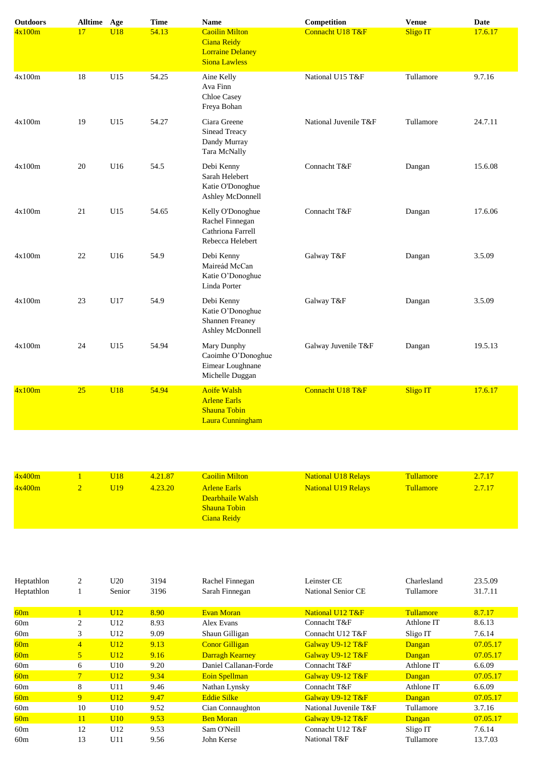| Outdoors | Alltime | Age | Time | Name | Competition | Venue | Date |
|---|---|---|---|---|---|---|---|
| 4x100m | 17 | U18 | 54.13 | Caoilin Milton<br>Ciana Reidy<br>Lorraine Delaney<br>Siona Lawless | Connacht U18 T&F | Sligo IT | 17.6.17 |
| 4x100m | 18 | U15 | 54.25 | Aine Kelly<br>Ava Finn<br>Chloe Casey<br>Freya Bohan | National U15 T&F | Tullamore | 9.7.16 |
| 4x100m | 19 | U15 | 54.27 | Ciara Greene<br>Sinead Treacy<br>Dandy Murray<br>Tara McNally | National Juvenile T&F | Tullamore | 24.7.11 |
| 4x100m | 20 | U16 | 54.5 | Debi Kenny<br>Sarah Helebert<br>Katie O'Donoghue<br>Ashley McDonnell | Connacht T&F | Dangan | 15.6.08 |
| 4x100m | 21 | U15 | 54.65 | Kelly O'Donoghue<br>Rachel Finnegan<br>Cathriona Farrell<br>Rebecca Helebert | Connacht T&F | Dangan | 17.6.06 |
| 4x100m | 22 | U16 | 54.9 | Debi Kenny<br>Maireád McCan<br>Katie O'Donoghue<br>Linda Porter | Galway T&F | Dangan | 3.5.09 |
| 4x100m | 23 | U17 | 54.9 | Debi Kenny<br>Katie O'Donoghue<br>Shannen Freaney<br>Ashley McDonnell | Galway T&F | Dangan | 3.5.09 |
| 4x100m | 24 | U15 | 54.94 | Mary Dunphy<br>Caoimhe O'Donoghue<br>Eimear Loughnane<br>Michelle Duggan | Galway Juvenile T&F | Dangan | 19.5.13 |
| 4x100m | 25 | U18 | 54.94 | Aoife Walsh<br>Arlene Earls<br>Shauna Tobin<br>Laura Cunningham | Connacht U18 T&F | Sligo IT | 17.6.17 |

| Outdoors | Alltime | Age | Time | Name | Competition | Venue | Date |
|---|---|---|---|---|---|---|---|
| 4x400m | 1 | U18 | 4.21.87 | Caoilin Milton | National U18 Relays | Tullamore | 2.7.17 |
| 4x400m | 2 | U19 | 4.23.20 | Arlene Earls<br>Dearbhaile Walsh<br>Shauna Tobin<br>Ciana Reidy | National U19 Relays | Tullamore | 2.7.17 |

| Outdoors | Alltime | Age | Time | Name | Competition | Venue | Date |
|---|---|---|---|---|---|---|---|
| Heptathlon | 2 | U20 | 3194 | Rachel Finnegan | Leinster CE | Charlesland | 23.5.09 |
| Heptathlon | 1 | Senior | 3196 | Sarah Finnegan | National Senior CE | Tullamore | 31.7.11 |

| Outdoors | Alltime | Age | Time | Name | Competition | Venue | Date |
|---|---|---|---|---|---|---|---|
| 60m | 1 | U12 | 8.90 | Evan Moran | National U12 T&F | Tullamore | 8.7.17 |
| 60m | 2 | U12 | 8.93 | Alex Evans | Connacht T&F | Athlone IT | 8.6.13 |
| 60m | 3 | U12 | 9.09 | Shaun Gilligan | Connacht U12 T&F | Sligo IT | 7.6.14 |
| 60m | 4 | U12 | 9.13 | Conor Gilligan | Galway U9-12 T&F | Dangan | 07.05.17 |
| 60m | 5 | U12 | 9.16 | Darragh Kearney | Galway U9-12 T&F | Dangan | 07.05.17 |
| 60m | 6 | U10 | 9.20 | Daniel Callanan-Forde | Connacht T&F | Athlone IT | 6.6.09 |
| 60m | 7 | U12 | 9.34 | Eoin Spellman | Galway U9-12 T&F | Dangan | 07.05.17 |
| 60m | 8 | U11 | 9.46 | Nathan Lynsky | Connacht T&F | Athlone IT | 6.6.09 |
| 60m | 9 | U12 | 9.47 | Eddie Silke | Galway U9-12 T&F | Dangan | 07.05.17 |
| 60m | 10 | U10 | 9.52 | Cian Connaughton | National Juvenile T&F | Tullamore | 3.7.16 |
| 60m | 11 | U10 | 9.53 | Ben Moran | Galway U9-12 T&F | Dangan | 07.05.17 |
| 60m | 12 | U12 | 9.53 | Sam O'Neill | Connacht U12 T&F | Sligo IT | 7.6.14 |
| 60m | 13 | U11 | 9.56 | John Kerse | National T&F | Tullamore | 13.7.03 |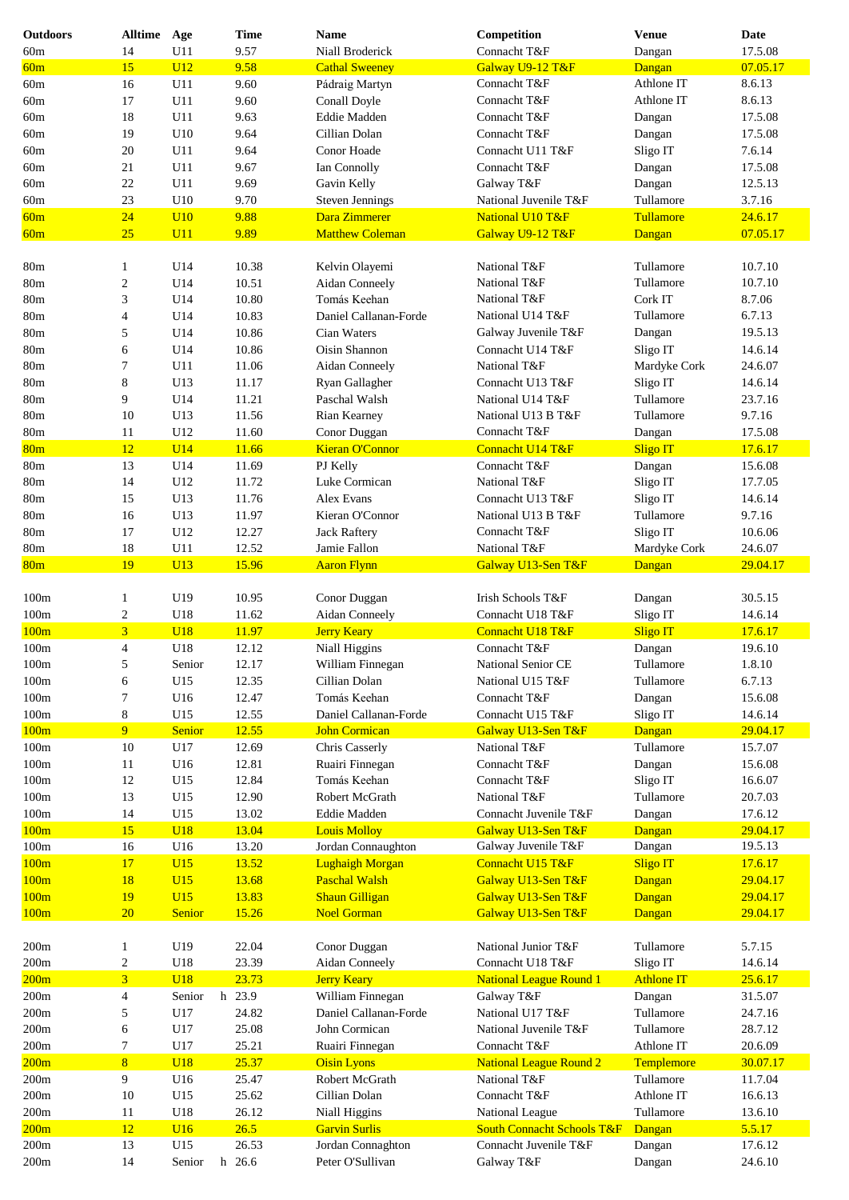| Outdoors | Alltime | Age | Time | Name | Competition | Venue | Date |
|---|---|---|---|---|---|---|---|
| 60m | 14 | U11 | 9.57 | Niall Broderick | Connacht T&F | Dangan | 17.5.08 |
| 60m | 15 | U12 | 9.58 | Cathal Sweeney | Galway U9-12 T&F | Dangan | 07.05.17 |
| 60m | 16 | U11 | 9.60 | Pádraig Martyn | Connacht T&F | Athlone IT | 8.6.13 |
| 60m | 17 | U11 | 9.60 | Conall Doyle | Connacht T&F | Athlone IT | 8.6.13 |
| 60m | 18 | U11 | 9.63 | Eddie Madden | Connacht T&F | Dangan | 17.5.08 |
| 60m | 19 | U10 | 9.64 | Cillian Dolan | Connacht T&F | Dangan | 17.5.08 |
| 60m | 20 | U11 | 9.64 | Conor Hoade | Connacht U11 T&F | Sligo IT | 7.6.14 |
| 60m | 21 | U11 | 9.67 | Ian Connolly | Connacht T&F | Dangan | 17.5.08 |
| 60m | 22 | U11 | 9.69 | Gavin Kelly | Galway T&F | Dangan | 12.5.13 |
| 60m | 23 | U10 | 9.70 | Steven Jennings | National Juvenile T&F | Tullamore | 3.7.16 |
| 60m | 24 | U10 | 9.88 | Dara Zimmerer | National U10 T&F | Tullamore | 24.6.17 |
| 60m | 25 | U11 | 9.89 | Matthew Coleman | Galway U9-12 T&F | Dangan | 07.05.17 |
| | | | | | | | |
| 80m | 1 | U14 | 10.38 | Kelvin Olayemi | National T&F | Tullamore | 10.7.10 |
| 80m | 2 | U14 | 10.51 | Aidan Conneely | National T&F | Tullamore | 10.7.10 |
| 80m | 3 | U14 | 10.80 | Tomás Keehan | National T&F | Cork IT | 8.7.06 |
| 80m | 4 | U14 | 10.83 | Daniel Callanan-Forde | National U14 T&F | Tullamore | 6.7.13 |
| 80m | 5 | U14 | 10.86 | Cian Waters | Galway Juvenile T&F | Dangan | 19.5.13 |
| 80m | 6 | U14 | 10.86 | Oisin Shannon | Connacht U14 T&F | Sligo IT | 14.6.14 |
| 80m | 7 | U11 | 11.06 | Aidan Conneely | National T&F | Mardyke Cork | 24.6.07 |
| 80m | 8 | U13 | 11.17 | Ryan Gallagher | Connacht U13 T&F | Sligo IT | 14.6.14 |
| 80m | 9 | U14 | 11.21 | Paschal Walsh | National U14 T&F | Tullamore | 23.7.16 |
| 80m | 10 | U13 | 11.56 | Rian Kearney | National U13 B T&F | Tullamore | 9.7.16 |
| 80m | 11 | U12 | 11.60 | Conor Duggan | Connacht T&F | Dangan | 17.5.08 |
| 80m | 12 | U14 | 11.66 | Kieran O'Connor | Connacht U14 T&F | Sligo IT | 17.6.17 |
| 80m | 13 | U14 | 11.69 | PJ Kelly | Connacht T&F | Dangan | 15.6.08 |
| 80m | 14 | U12 | 11.72 | Luke Cormican | National T&F | Sligo IT | 17.7.05 |
| 80m | 15 | U13 | 11.76 | Alex Evans | Connacht U13 T&F | Sligo IT | 14.6.14 |
| 80m | 16 | U13 | 11.97 | Kieran O'Connor | National U13 B T&F | Tullamore | 9.7.16 |
| 80m | 17 | U12 | 12.27 | Jack Raftery | Connacht T&F | Sligo IT | 10.6.06 |
| 80m | 18 | U11 | 12.52 | Jamie Fallon | National T&F | Mardyke Cork | 24.6.07 |
| 80m | 19 | U13 | 15.96 | Aaron Flynn | Galway U13-Sen T&F | Dangan | 29.04.17 |
| | | | | | | | |
| 100m | 1 | U19 | 10.95 | Conor Duggan | Irish Schools T&F | Dangan | 30.5.15 |
| 100m | 2 | U18 | 11.62 | Aidan Conneely | Connacht U18 T&F | Sligo IT | 14.6.14 |
| 100m | 3 | U18 | 11.97 | Jerry Keary | Connacht U18 T&F | Sligo IT | 17.6.17 |
| 100m | 4 | U18 | 12.12 | Niall Higgins | Connacht T&F | Dangan | 19.6.10 |
| 100m | 5 | Senior | 12.17 | William Finnegan | National Senior CE | Tullamore | 1.8.10 |
| 100m | 6 | U15 | 12.35 | Cillian Dolan | National U15 T&F | Tullamore | 6.7.13 |
| 100m | 7 | U16 | 12.47 | Tomás Keehan | Connacht T&F | Dangan | 15.6.08 |
| 100m | 8 | U15 | 12.55 | Daniel Callanan-Forde | Connacht U15 T&F | Sligo IT | 14.6.14 |
| 100m | 9 | Senior | 12.55 | John Cormican | Galway U13-Sen T&F | Dangan | 29.04.17 |
| 100m | 10 | U17 | 12.69 | Chris Casserly | National T&F | Tullamore | 15.7.07 |
| 100m | 11 | U16 | 12.81 | Ruairi Finnegan | Connacht T&F | Dangan | 15.6.08 |
| 100m | 12 | U15 | 12.84 | Tomás Keehan | Connacht T&F | Sligo IT | 16.6.07 |
| 100m | 13 | U15 | 12.90 | Robert McGrath | National T&F | Tullamore | 20.7.03 |
| 100m | 14 | U15 | 13.02 | Eddie Madden | Connacht Juvenile T&F | Dangan | 17.6.12 |
| 100m | 15 | U18 | 13.04 | Louis Molloy | Galway U13-Sen T&F | Dangan | 29.04.17 |
| 100m | 16 | U16 | 13.20 | Jordan Connaughton | Galway Juvenile T&F | Dangan | 19.5.13 |
| 100m | 17 | U15 | 13.52 | Lughaigh Morgan | Connacht U15 T&F | Sligo IT | 17.6.17 |
| 100m | 18 | U15 | 13.68 | Paschal Walsh | Galway U13-Sen T&F | Dangan | 29.04.17 |
| 100m | 19 | U15 | 13.83 | Shaun Gilligan | Galway U13-Sen T&F | Dangan | 29.04.17 |
| 100m | 20 | Senior | 15.26 | Noel Gorman | Galway U13-Sen T&F | Dangan | 29.04.17 |
| | | | | | | | |
| 200m | 1 | U19 | 22.04 | Conor Duggan | National Junior T&F | Tullamore | 5.7.15 |
| 200m | 2 | U18 | 23.39 | Aidan Conneely | Connacht U18 T&F | Sligo IT | 14.6.14 |
| 200m | 3 | U18 | 23.73 | Jerry Keary | National League Round 1 | Athlone IT | 25.6.17 |
| 200m | 4 | Senior | h 23.9 | William Finnegan | Galway T&F | Dangan | 31.5.07 |
| 200m | 5 | U17 | 24.82 | Daniel Callanan-Forde | National U17 T&F | Tullamore | 24.7.16 |
| 200m | 6 | U17 | 25.08 | John Cormican | National Juvenile T&F | Tullamore | 28.7.12 |
| 200m | 7 | U17 | 25.21 | Ruairi Finnegan | Connacht T&F | Athlone IT | 20.6.09 |
| 200m | 8 | U18 | 25.37 | Oisin Lyons | National League Round 2 | Templemore | 30.07.17 |
| 200m | 9 | U16 | 25.47 | Robert McGrath | National T&F | Tullamore | 11.7.04 |
| 200m | 10 | U15 | 25.62 | Cillian Dolan | Connacht T&F | Athlone IT | 16.6.13 |
| 200m | 11 | U18 | 26.12 | Niall Higgins | National League | Tullamore | 13.6.10 |
| 200m | 12 | U16 | 26.5 | Garvin Surlis | South Connacht Schools T&F | Dangan | 5.5.17 |
| 200m | 13 | U15 | 26.53 | Jordan Connaghton | Connacht Juvenile T&F | Dangan | 17.6.12 |
| 200m | 14 | Senior | h 26.6 | Peter O'Sullivan | Galway T&F | Dangan | 24.6.10 |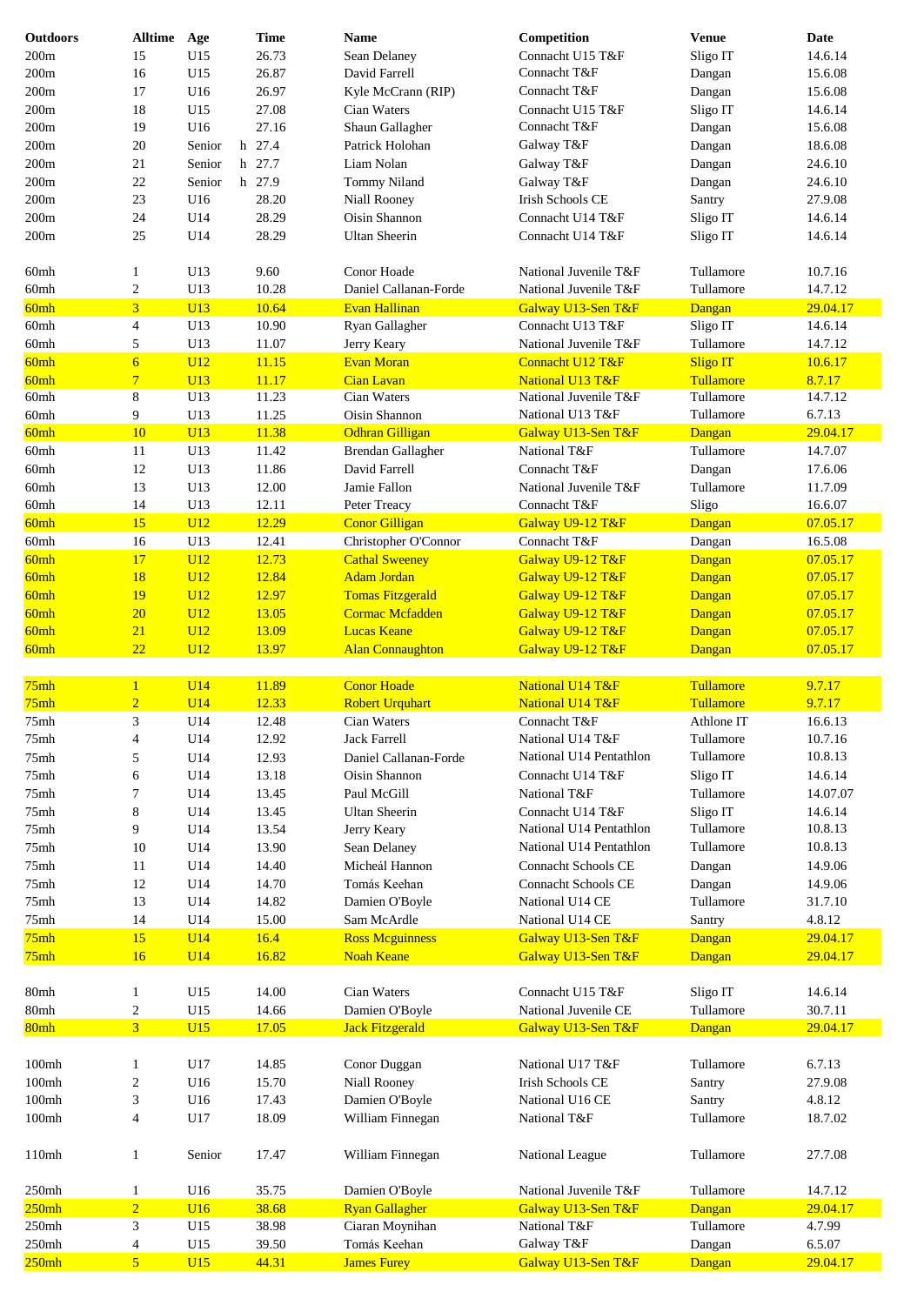| Outdoors | Alltime | Age | Time | Name | Competition | Venue | Date |
|---|---|---|---|---|---|---|---|
| 200m | 15 | U15 | 26.73 | Sean Delaney | Connacht U15 T&F | Sligo IT | 14.6.14 |
| 200m | 16 | U15 | 26.87 | David Farrell | Connacht T&F | Dangan | 15.6.08 |
| 200m | 17 | U16 | 26.97 | Kyle McCrann (RIP) | Connacht T&F | Dangan | 15.6.08 |
| 200m | 18 | U15 | 27.08 | Cian Waters | Connacht U15 T&F | Sligo IT | 14.6.14 |
| 200m | 19 | U16 | 27.16 | Shaun Gallagher | Connacht T&F | Dangan | 15.6.08 |
| 200m | 20 | Senior | h 27.4 | Patrick Holohan | Galway T&F | Dangan | 18.6.08 |
| 200m | 21 | Senior | h 27.7 | Liam Nolan | Galway T&F | Dangan | 24.6.10 |
| 200m | 22 | Senior | h 27.9 | Tommy Niland | Galway T&F | Dangan | 24.6.10 |
| 200m | 23 | U16 | 28.20 | Niall Rooney | Irish Schools CE | Santry | 27.9.08 |
| 200m | 24 | U14 | 28.29 | Oisin Shannon | Connacht U14 T&F | Sligo IT | 14.6.14 |
| 200m | 25 | U14 | 28.29 | Ultan Sheerin | Connacht U14 T&F | Sligo IT | 14.6.14 |
| | | | | | | | |
| 60mh | 1 | U13 | 9.60 | Conor Hoade | National Juvenile T&F | Tullamore | 10.7.16 |
| 60mh | 2 | U13 | 10.28 | Daniel Callanan-Forde | National Juvenile T&F | Tullamore | 14.7.12 |
| 60mh | 3 | U13 | 10.64 | Evan Hallinan | Galway U13-Sen T&F | Dangan | 29.04.17 |
| 60mh | 4 | U13 | 10.90 | Ryan Gallagher | Connacht U13 T&F | Sligo IT | 14.6.14 |
| 60mh | 5 | U13 | 11.07 | Jerry Keary | National Juvenile T&F | Tullamore | 14.7.12 |
| 60mh | 6 | U12 | 11.15 | Evan Moran | Connacht U12 T&F | Sligo IT | 10.6.17 |
| 60mh | 7 | U13 | 11.17 | Cian Lavan | National U13 T&F | Tullamore | 8.7.17 |
| 60mh | 8 | U13 | 11.23 | Cian Waters | National Juvenile T&F | Tullamore | 14.7.12 |
| 60mh | 9 | U13 | 11.25 | Oisin Shannon | National U13 T&F | Tullamore | 6.7.13 |
| 60mh | 10 | U13 | 11.38 | Odhran Gilligan | Galway U13-Sen T&F | Dangan | 29.04.17 |
| 60mh | 11 | U13 | 11.42 | Brendan Gallagher | National T&F | Tullamore | 14.7.07 |
| 60mh | 12 | U13 | 11.86 | David Farrell | Connacht T&F | Dangan | 17.6.06 |
| 60mh | 13 | U13 | 12.00 | Jamie Fallon | National Juvenile T&F | Tullamore | 11.7.09 |
| 60mh | 14 | U13 | 12.11 | Peter Treacy | Connacht T&F | Sligo | 16.6.07 |
| 60mh | 15 | U12 | 12.29 | Conor Gilligan | Galway U9-12 T&F | Dangan | 07.05.17 |
| 60mh | 16 | U13 | 12.41 | Christopher O'Connor | Connacht T&F | Dangan | 16.5.08 |
| 60mh | 17 | U12 | 12.73 | Cathal Sweeney | Galway U9-12 T&F | Dangan | 07.05.17 |
| 60mh | 18 | U12 | 12.84 | Adam Jordan | Galway U9-12 T&F | Dangan | 07.05.17 |
| 60mh | 19 | U12 | 12.97 | Tomas Fitzgerald | Galway U9-12 T&F | Dangan | 07.05.17 |
| 60mh | 20 | U12 | 13.05 | Cormac Mcfadden | Galway U9-12 T&F | Dangan | 07.05.17 |
| 60mh | 21 | U12 | 13.09 | Lucas Keane | Galway U9-12 T&F | Dangan | 07.05.17 |
| 60mh | 22 | U12 | 13.97 | Alan Connaughton | Galway U9-12 T&F | Dangan | 07.05.17 |
| | | | | | | | |
| 75mh | 1 | U14 | 11.89 | Conor Hoade | National U14 T&F | Tullamore | 9.7.17 |
| 75mh | 2 | U14 | 12.33 | Robert Urquhart | National U14 T&F | Tullamore | 9.7.17 |
| 75mh | 3 | U14 | 12.48 | Cian Waters | Connacht T&F | Athlone IT | 16.6.13 |
| 75mh | 4 | U14 | 12.92 | Jack Fearrell | National U14 T&F | Tullamore | 10.7.16 |
| 75mh | 5 | U14 | 12.93 | Daniel Callanan-Forde | National U14 Pentathlon | Tullamore | 10.8.13 |
| 75mh | 6 | U14 | 13.18 | Oisin Shannon | Connacht U14 T&F | Sligo IT | 14.6.14 |
| 75mh | 7 | U14 | 13.45 | Paul McGill | National T&F | Tullamore | 14.07.07 |
| 75mh | 8 | U14 | 13.45 | Ultan Sheerin | Connacht U14 T&F | Sligo IT | 14.6.14 |
| 75mh | 9 | U14 | 13.54 | Jerry Keary | National U14 Pentathlon | Tullamore | 10.8.13 |
| 75mh | 10 | U14 | 13.90 | Sean Delaney | National U14 Pentathlon | Tullamore | 10.8.13 |
| 75mh | 11 | U14 | 14.40 | Micheál Hannon | Connacht Schools CE | Dangan | 14.9.06 |
| 75mh | 12 | U14 | 14.70 | Tomás Keehan | Connacht Schools CE | Dangan | 14.9.06 |
| 75mh | 13 | U14 | 14.82 | Damien O'Boyle | National U14 CE | Tullamore | 31.7.10 |
| 75mh | 14 | U14 | 15.00 | Sam McArdle | National U14 CE | Santry | 4.8.12 |
| 75mh | 15 | U14 | 16.4 | Ross Mcguinness | Galway U13-Sen T&F | Dangan | 29.04.17 |
| 75mh | 16 | U14 | 16.82 | Noah Keane | Galway U13-Sen T&F | Dangan | 29.04.17 |
| | | | | | | | |
| 80mh | 1 | U15 | 14.00 | Cian Waters | Connacht U15 T&F | Sligo IT | 14.6.14 |
| 80mh | 2 | U15 | 14.66 | Damien O'Boyle | National Juvenile CE | Tullamore | 30.7.11 |
| 80mh | 3 | U15 | 17.05 | Jack Fitzgerald | Galway U13-Sen T&F | Dangan | 29.04.17 |
| | | | | | | | |
| 100mh | 1 | U17 | 14.85 | Conor Duggan | National U17 T&F | Tullamore | 6.7.13 |
| 100mh | 2 | U16 | 15.70 | Niall Rooney | Irish Schools CE | Santry | 27.9.08 |
| 100mh | 3 | U16 | 17.43 | Damien O'Boyle | National U16 CE | Santry | 4.8.12 |
| 100mh | 4 | U17 | 18.09 | William Finnegan | National T&F | Tullamore | 18.7.02 |
| | | | | | | | |
| 110mh | 1 | Senior | 17.47 | William Finnegan | National League | Tullamore | 27.7.08 |
| | | | | | | | |
| 250mh | 1 | U16 | 35.75 | Damien O'Boyle | National Juvenile T&F | Tullamore | 14.7.12 |
| 250mh | 2 | U16 | 38.68 | Ryan Gallagher | Galway U13-Sen T&F | Dangan | 29.04.17 |
| 250mh | 3 | U15 | 38.98 | Ciaran Moynihan | National T&F | Tullamore | 4.7.99 |
| 250mh | 4 | U15 | 39.50 | Tomás Keehan | Galway T&F | Dangan | 6.5.07 |
| 250mh | 5 | U15 | 44.31 | James Furey | Galway U13-Sen T&F | Dangan | 29.04.17 |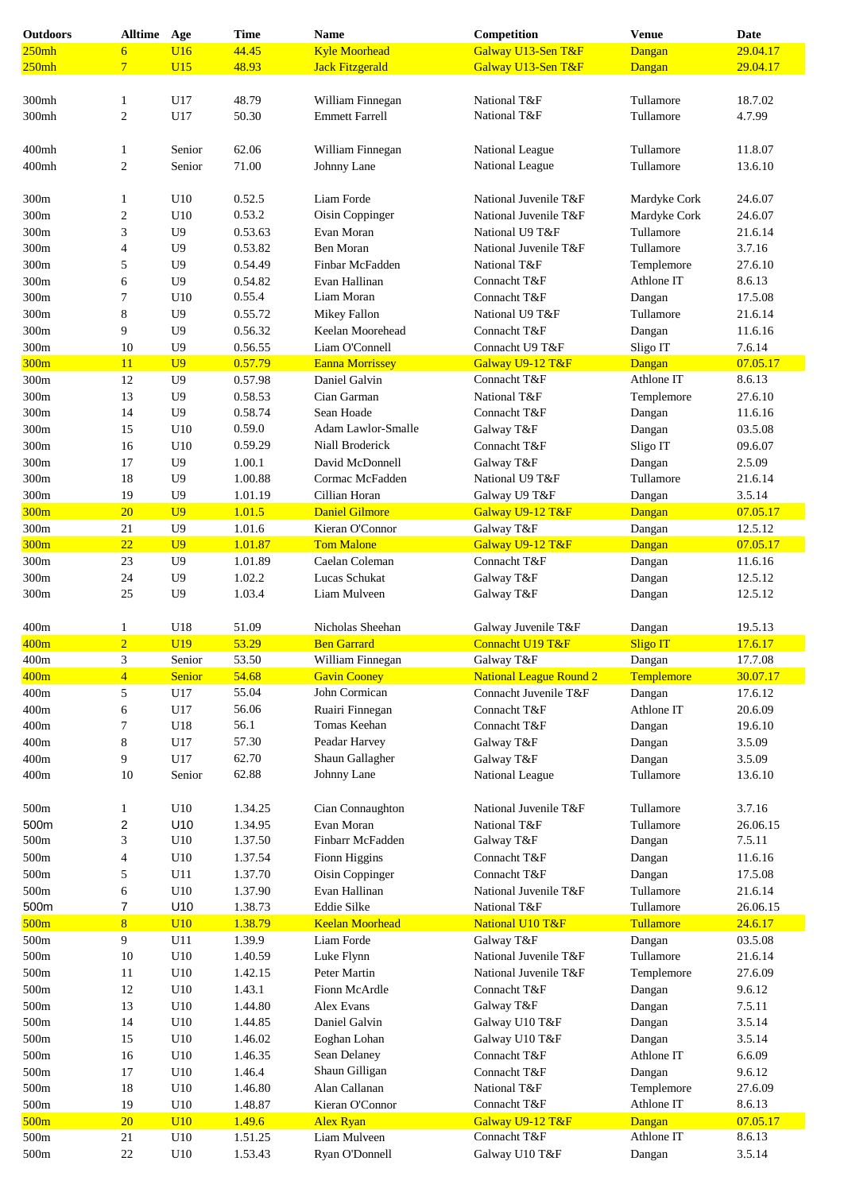| Outdoors | Alltime | Age | Time | Name | Competition | Venue | Date |
|---|---|---|---|---|---|---|---|
| 250mh | 6 | U16 | 44.45 | Kyle Moorhead | Galway U13-Sen T&F | Dangan | 29.04.17 |
| 250mh | 7 | U15 | 48.93 | Jack Fitzgerald | Galway U13-Sen T&F | Dangan | 29.04.17 |
| | | | | | | | |
| 300mh | 1 | U17 | 48.79 | William Finnegan | National T&F | Tullamore | 18.7.02 |
| 300mh | 2 | U17 | 50.30 | Emmett Farrell | National T&F | Tullamore | 4.7.99 |
| | | | | | | | |
| 400mh | 1 | Senior | 62.06 | William Finnegan | National League | Tullamore | 11.8.07 |
| 400mh | 2 | Senior | 71.00 | Johnny Lane | National League | Tullamore | 13.6.10 |
| | | | | | | | |
| 300m | 1 | U10 | 0.52.5 | Liam Forde | National Juvenile T&F | Mardyke Cork | 24.6.07 |
| 300m | 2 | U10 | 0.53.2 | Oisin Coppinger | National Juvenile T&F | Mardyke Cork | 24.6.07 |
| 300m | 3 | U9 | 0.53.63 | Evan Moran | National U9 T&F | Tullamore | 21.6.14 |
| 300m | 4 | U9 | 0.53.82 | Ben Moran | National Juvenile T&F | Tullamore | 3.7.16 |
| 300m | 5 | U9 | 0.54.49 | Finbar McFadden | National T&F | Templemore | 27.6.10 |
| 300m | 6 | U9 | 0.54.82 | Evan Hallinan | Connacht T&F | Athlone IT | 8.6.13 |
| 300m | 7 | U10 | 0.55.4 | Liam Moran | Connacht T&F | Dangan | 17.5.08 |
| 300m | 8 | U9 | 0.55.72 | Mikey Fallon | National U9 T&F | Tullamore | 21.6.14 |
| 300m | 9 | U9 | 0.56.32 | Keelan Moorehead | Connacht T&F | Dangan | 11.6.16 |
| 300m | 10 | U9 | 0.56.55 | Liam O'Connell | Connacht U9 T&F | Sligo IT | 7.6.14 |
| 300m | 11 | U9 | 0.57.79 | Eanna Morrissey | Galway U9-12 T&F | Dangan | 07.05.17 |
| 300m | 12 | U9 | 0.57.98 | Daniel Galvin | Connacht T&F | Athlone IT | 8.6.13 |
| 300m | 13 | U9 | 0.58.53 | Cian Garman | National T&F | Templemore | 27.6.10 |
| 300m | 14 | U9 | 0.58.74 | Sean Hoade | Connacht T&F | Dangan | 11.6.16 |
| 300m | 15 | U10 | 0.59.0 | Adam Lawlor-Smalle | Galway T&F | Dangan | 03.5.08 |
| 300m | 16 | U10 | 0.59.29 | Niall Broderick | Connacht T&F | Sligo IT | 09.6.07 |
| 300m | 17 | U9 | 1.00.1 | David McDonnell | Galway T&F | Dangan | 2.5.09 |
| 300m | 18 | U9 | 1.00.88 | Cormac McFadden | National U9 T&F | Tullamore | 21.6.14 |
| 300m | 19 | U9 | 1.01.19 | Cillian Horan | Galway U9 T&F | Dangan | 3.5.14 |
| 300m | 20 | U9 | 1.01.5 | Daniel Gilmore | Galway U9-12 T&F | Dangan | 07.05.17 |
| 300m | 21 | U9 | 1.01.6 | Kieran O'Connor | Galway T&F | Dangan | 12.5.12 |
| 300m | 22 | U9 | 1.01.87 | Tom Malone | Galway U9-12 T&F | Dangan | 07.05.17 |
| 300m | 23 | U9 | 1.01.89 | Caelan Coleman | Connacht T&F | Dangan | 11.6.16 |
| 300m | 24 | U9 | 1.02.2 | Lucas Schukat | Galway T&F | Dangan | 12.5.12 |
| 300m | 25 | U9 | 1.03.4 | Liam Mulveen | Galway T&F | Dangan | 12.5.12 |
| | | | | | | | |
| 400m | 1 | U18 | 51.09 | Nicholas Sheehan | Galway Juvenile T&F | Dangan | 19.5.13 |
| 400m | 2 | U19 | 53.29 | Ben Garrard | Connacht U19 T&F | Sligo IT | 17.6.17 |
| 400m | 3 | Senior | 53.50 | William Finnegan | Galway T&F | Dangan | 17.7.08 |
| 400m | 4 | Senior | 54.68 | Gavin Cooney | National League Round 2 | Templemore | 30.07.17 |
| 400m | 5 | U17 | 55.04 | John Cormican | Connacht Juvenile T&F | Dangan | 17.6.12 |
| 400m | 6 | U17 | 56.06 | Ruairi Finnegan | Connacht T&F | Athlone IT | 20.6.09 |
| 400m | 7 | U18 | 56.1 | Tomas Keehan | Connacht T&F | Dangan | 19.6.10 |
| 400m | 8 | U17 | 57.30 | Peadar Harvey | Galway T&F | Dangan | 3.5.09 |
| 400m | 9 | U17 | 62.70 | Shaun Gallagher | Galway T&F | Dangan | 3.5.09 |
| 400m | 10 | Senior | 62.88 | Johnny Lane | National League | Tullamore | 13.6.10 |
| | | | | | | | |
| 500m | 1 | U10 | 1.34.25 | Cian Connaughton | National Juvenile T&F | Tullamore | 3.7.16 |
| 500m | 2 | U10 | 1.34.95 | Evan Moran | National T&F | Tullamore | 26.06.15 |
| 500m | 3 | U10 | 1.37.50 | Finbarr McFadden | Galway T&F | Dangan | 7.5.11 |
| 500m | 4 | U10 | 1.37.54 | Fionn Higgins | Connacht T&F | Dangan | 11.6.16 |
| 500m | 5 | U11 | 1.37.70 | Oisin Coppinger | Connacht T&F | Dangan | 17.5.08 |
| 500m | 6 | U10 | 1.37.90 | Evan Hallinan | National Juvenile T&F | Tullamore | 21.6.14 |
| 500m | 7 | U10 | 1.38.73 | Eddie Silke | National T&F | Tullamore | 26.06.15 |
| 500m | 8 | U10 | 1.38.79 | Keelan Moorhead | National U10 T&F | Tullamore | 24.6.17 |
| 500m | 9 | U11 | 1.39.9 | Liam Forde | Galway T&F | Dangan | 03.5.08 |
| 500m | 10 | U10 | 1.40.59 | Luke Flynn | National Juvenile T&F | Tullamore | 21.6.14 |
| 500m | 11 | U10 | 1.42.15 | Peter Martin | National Juvenile T&F | Templemore | 27.6.09 |
| 500m | 12 | U10 | 1.43.1 | Fionn McArdle | Connacht T&F | Dangan | 9.6.12 |
| 500m | 13 | U10 | 1.44.80 | Alex Evans | Galway T&F | Dangan | 7.5.11 |
| 500m | 14 | U10 | 1.44.85 | Daniel Galvin | Galway U10 T&F | Dangan | 3.5.14 |
| 500m | 15 | U10 | 1.46.02 | Eoghan Lohan | Galway U10 T&F | Dangan | 3.5.14 |
| 500m | 16 | U10 | 1.46.35 | Sean Delaney | Connacht T&F | Athlone IT | 6.6.09 |
| 500m | 17 | U10 | 1.46.4 | Shaun Gilligan | Connacht T&F | Dangan | 9.6.12 |
| 500m | 18 | U10 | 1.46.80 | Alan Callanan | National T&F | Templemore | 27.6.09 |
| 500m | 19 | U10 | 1.48.87 | Kieran O'Connor | Connacht T&F | Athlone IT | 8.6.13 |
| 500m | 20 | U10 | 1.49.6 | Alex Ryan | Galway U9-12 T&F | Dangan | 07.05.17 |
| 500m | 21 | U10 | 1.51.25 | Liam Mulveen | Connacht T&F | Athlone IT | 8.6.13 |
| 500m | 22 | U10 | 1.53.43 | Ryan O'Donnell | Galway U10 T&F | Dangan | 3.5.14 |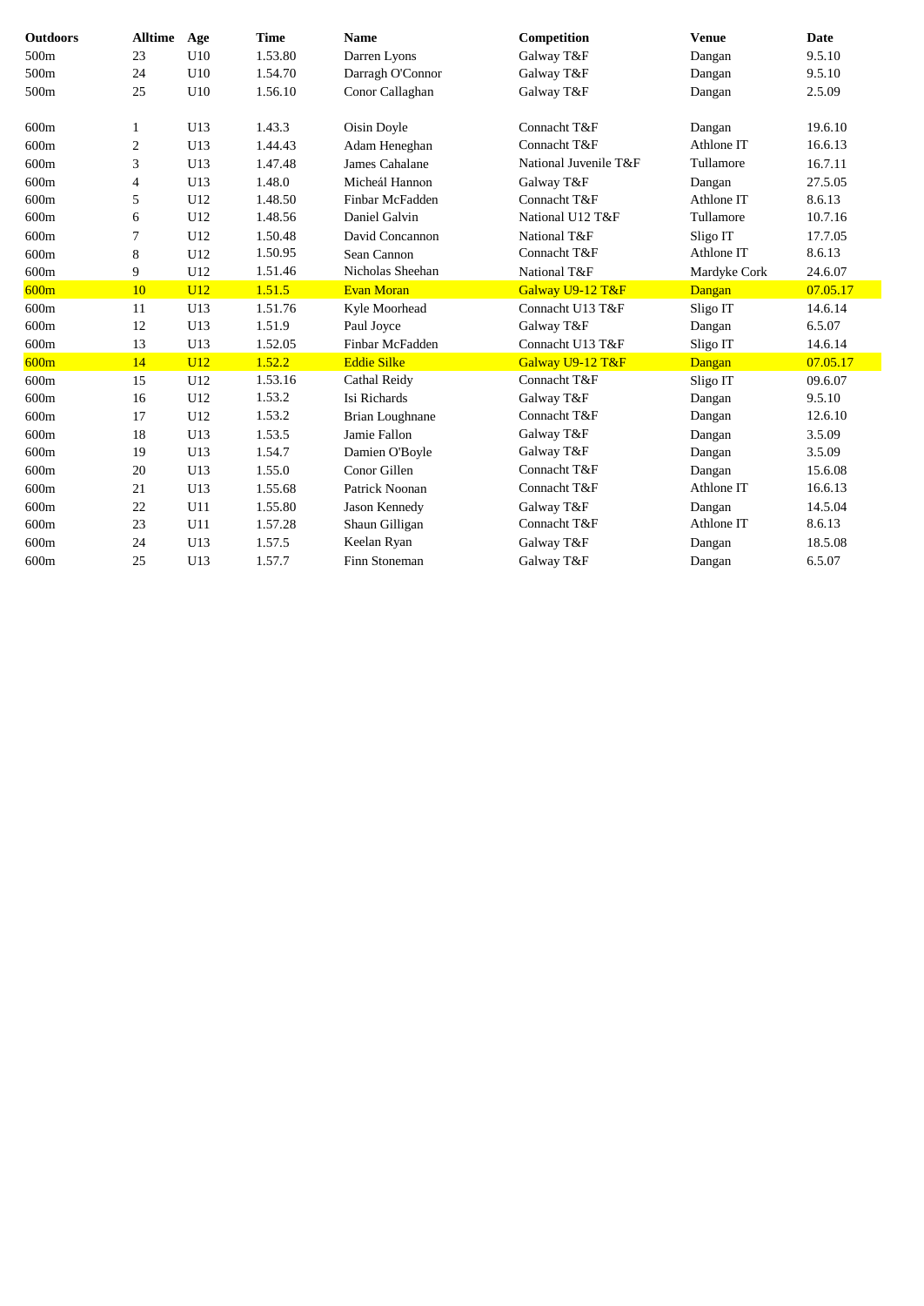| Outdoors | Alltime | Age | Time | Name | Competition | Venue | Date |
|---|---|---|---|---|---|---|---|
| 500m | 23 | U10 | 1.53.80 | Darren Lyons | Galway T&F | Dangan | 9.5.10 |
| 500m | 24 | U10 | 1.54.70 | Darragh O'Connor | Galway T&F | Dangan | 9.5.10 |
| 500m | 25 | U10 | 1.56.10 | Conor Callaghan | Galway T&F | Dangan | 2.5.09 |
| | | | | | | | |
| 600m | 1 | U13 | 1.43.3 | Oisin Doyle | Connacht T&F | Dangan | 19.6.10 |
| 600m | 2 | U13 | 1.44.43 | Adam Heneghan | Connacht T&F | Athlone IT | 16.6.13 |
| 600m | 3 | U13 | 1.47.48 | James Cahalane | National Juvenile T&F | Tullamore | 16.7.11 |
| 600m | 4 | U13 | 1.48.0 | Micheál Hannon | Galway T&F | Dangan | 27.5.05 |
| 600m | 5 | U12 | 1.48.50 | Finbar McFadden | Connacht T&F | Athlone IT | 8.6.13 |
| 600m | 6 | U12 | 1.48.56 | Daniel Galvin | National U12 T&F | Tullamore | 10.7.16 |
| 600m | 7 | U12 | 1.50.48 | David Concannon | National T&F | Sligo IT | 17.7.05 |
| 600m | 8 | U12 | 1.50.95 | Sean Cannon | Connacht T&F | Athlone IT | 8.6.13 |
| 600m | 9 | U12 | 1.51.46 | Nicholas Sheehan | National T&F | Mardyke Cork | 24.6.07 |
| 600m | 10 | U12 | 1.51.5 | Evan Moran | Galway U9-12 T&F | Dangan | 07.05.17 |
| 600m | 11 | U13 | 1.51.76 | Kyle Moorhead | Connacht U13 T&F | Sligo IT | 14.6.14 |
| 600m | 12 | U13 | 1.51.9 | Paul Joyce | Galway T&F | Dangan | 6.5.07 |
| 600m | 13 | U13 | 1.52.05 | Finbar McFadden | Connacht U13 T&F | Sligo IT | 14.6.14 |
| 600m | 14 | U12 | 1.52.2 | Eddie Silke | Galway U9-12 T&F | Dangan | 07.05.17 |
| 600m | 15 | U12 | 1.53.16 | Cathal Reidy | Connacht T&F | Sligo IT | 09.6.07 |
| 600m | 16 | U12 | 1.53.2 | Isi Richards | Galway T&F | Dangan | 9.5.10 |
| 600m | 17 | U12 | 1.53.2 | Brian Loughnane | Connacht T&F | Dangan | 12.6.10 |
| 600m | 18 | U13 | 1.53.5 | Jamie Fallon | Galway T&F | Dangan | 3.5.09 |
| 600m | 19 | U13 | 1.54.7 | Damien O'Boyle | Galway T&F | Dangan | 3.5.09 |
| 600m | 20 | U13 | 1.55.0 | Conor Gillen | Connacht T&F | Dangan | 15.6.08 |
| 600m | 21 | U13 | 1.55.68 | Patrick Noonan | Connacht T&F | Athlone IT | 16.6.13 |
| 600m | 22 | U11 | 1.55.80 | Jason Kennedy | Galway T&F | Dangan | 14.5.04 |
| 600m | 23 | U11 | 1.57.28 | Shaun Gilligan | Connacht T&F | Athlone IT | 8.6.13 |
| 600m | 24 | U13 | 1.57.5 | Keelan Ryan | Galway T&F | Dangan | 18.5.08 |
| 600m | 25 | U13 | 1.57.7 | Finn Stoneman | Galway T&F | Dangan | 6.5.07 |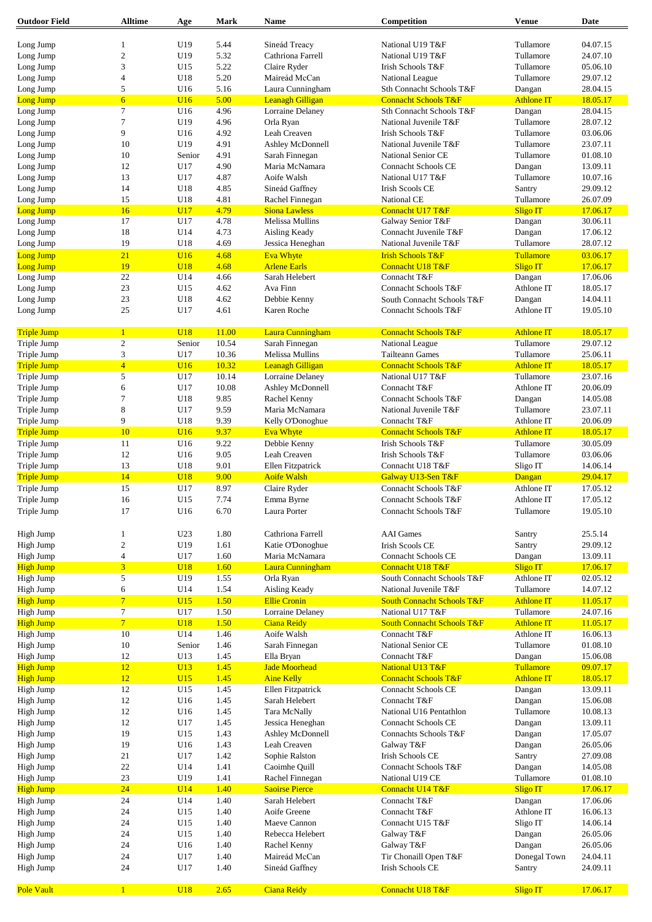| Outdoor Field | Alltime | Age | Mark | Name | Competition | Venue | Date |
|---|---|---|---|---|---|---|---|
| Long Jump | 1 | U19 | 5.44 | Sineád Treacy | National U19 T&F | Tullamore | 04.07.15 |
| Long Jump | 2 | U19 | 5.32 | Cathriona Farrell | National U19 T&F | Tullamore | 24.07.10 |
| Long Jump | 3 | U15 | 5.22 | Claire Ryder | Irish Schools T&F | Tullamore | 05.06.10 |
| Long Jump | 4 | U18 | 5.20 | Maireád McCan | National League | Tullamore | 29.07.12 |
| Long Jump | 5 | U16 | 5.16 | Laura Cunningham | Sth Connacht Schools T&F | Dangan | 28.04.15 |
| Long Jump | 6 | U16 | 5.00 | Leanagh Gilligan | Connacht Schools T&F | Athlone IT | 18.05.17 |
| Long Jump | 7 | U16 | 4.96 | Lorraine Delaney | Sth Connacht Schools T&F | Dangan | 28.04.15 |
| Long Jump | 7 | U19 | 4.96 | Orla Ryan | National Juvenile T&F | Tullamore | 28.07.12 |
| Long Jump | 9 | U16 | 4.92 | Leah Creaven | Irish Schools T&F | Tullamore | 03.06.06 |
| Long Jump | 10 | U19 | 4.91 | Ashley McDonnell | National Juvenile T&F | Tullamore | 23.07.11 |
| Long Jump | 10 | Senior | 4.91 | Sarah Finnegan | National Senior CE | Tullamore | 01.08.10 |
| Long Jump | 12 | U17 | 4.90 | Maria McNamara | Connacht Schools CE | Dangan | 13.09.11 |
| Long Jump | 13 | U17 | 4.87 | Aoife Walsh | National U17 T&F | Tullamore | 10.07.16 |
| Long Jump | 14 | U18 | 4.85 | Sineád Gaffney | Irish Scools CE | Santry | 29.09.12 |
| Long Jump | 15 | U18 | 4.81 | Rachel Finnegan | National CE | Tullamore | 26.07.09 |
| Long Jump | 16 | U17 | 4.79 | Siona Lawless | Connacht U17 T&F | Sligo IT | 17.06.17 |
| Long Jump | 17 | U17 | 4.78 | Melissa Mullins | Galway Senior T&F | Dangan | 30.06.11 |
| Long Jump | 18 | U14 | 4.73 | Aisling Keady | Connacht Juvenile T&F | Dangan | 17.06.12 |
| Long Jump | 19 | U18 | 4.69 | Jessica Heneghan | National Juvenile T&F | Tullamore | 28.07.12 |
| Long Jump | 21 | U16 | 4.68 | Eva Whyte | Irish Schools T&F | Tullamore | 03.06.17 |
| Long Jump | 19 | U18 | 4.68 | Arlene Earls | Connacht U18 T&F | Sligo IT | 17.06.17 |
| Long Jump | 22 | U14 | 4.66 | Sarah Helebert | Connacht T&F | Dangan | 17.06.06 |
| Long Jump | 23 | U15 | 4.62 | Ava Finn | Connacht Schools T&F | Athlone IT | 18.05.17 |
| Long Jump | 23 | U18 | 4.62 | Debbie Kenny | South Connacht Schools T&F | Dangan | 14.04.11 |
| Long Jump | 25 | U17 | 4.61 | Karen Roche | Connacht Schools T&F | Athlone IT | 19.05.10 |
| | | | | | | | |
| Triple Jump | 1 | U18 | 11.00 | Laura Cunningham | Connacht Schools T&F | Athlone IT | 18.05.17 |
| Triple Jump | 2 | Senior | 10.54 | Sarah Finnegan | National League | Tullamore | 29.07.12 |
| Triple Jump | 3 | U17 | 10.36 | Melissa Mullins | Tailteann Games | Tullamore | 25.06.11 |
| Triple Jump | 4 | U16 | 10.32 | Leanagh Gilligan | Connacht Schools T&F | Athlone IT | 18.05.17 |
| Triple Jump | 5 | U17 | 10.14 | Lorraine Delaney | National U17 T&F | Tullamore | 23.07.16 |
| Triple Jump | 6 | U17 | 10.08 | Ashley McDonnell | Connacht T&F | Athlone IT | 20.06.09 |
| Triple Jump | 7 | U18 | 9.85 | Rachel Kenny | Connacht Schools T&F | Dangan | 14.05.08 |
| Triple Jump | 8 | U17 | 9.59 | Maria McNamara | National Juvenile T&F | Tullamore | 23.07.11 |
| Triple Jump | 9 | U18 | 9.39 | Kelly O'Donoghue | Connacht T&F | Athlone IT | 20.06.09 |
| Triple Jump | 10 | U16 | 9.37 | Eva Whyte | Connacht Schools T&F | Athlone IT | 18.05.17 |
| Triple Jump | 11 | U16 | 9.22 | Debbie Kenny | Irish Schools T&F | Tullamore | 30.05.09 |
| Triple Jump | 12 | U16 | 9.05 | Leah Creaven | Irish Schools T&F | Tullamore | 03.06.06 |
| Triple Jump | 13 | U18 | 9.01 | Ellen Fitzpatrick | Connacht U18 T&F | Sligo IT | 14.06.14 |
| Triple Jump | 14 | U18 | 9.00 | Aoife Walsh | Galway U13-Sen T&F | Dangan | 29.04.17 |
| Triple Jump | 15 | U17 | 8.97 | Claire Ryder | Connacht Schools T&F | Athlone IT | 17.05.12 |
| Triple Jump | 16 | U15 | 7.74 | Emma Byrne | Connacht Schools T&F | Athlone IT | 17.05.12 |
| Triple Jump | 17 | U16 | 6.70 | Laura Porter | Connacht Schools T&F | Tullamore | 19.05.10 |
| | | | | | | | |
| High Jump | 1 | U23 | 1.80 | Cathriona Farrell | AAI Games | Santry | 25.5.14 |
| High Jump | 2 | U19 | 1.61 | Katie O'Donoghue | Irish Scools CE | Santry | 29.09.12 |
| High Jump | 4 | U17 | 1.60 | Maria McNamara | Connacht Schools CE | Dangan | 13.09.11 |
| High Jump | 3 | U18 | 1.60 | Laura Cunningham | Connacht U18 T&F | Sligo IT | 17.06.17 |
| High Jump | 5 | U19 | 1.55 | Orla Ryan | South Connacht Schools T&F | Athlone IT | 02.05.12 |
| High Jump | 6 | U14 | 1.54 | Aisling Keady | National Juvenile T&F | Tullamore | 14.07.12 |
| High Jump | 7 | U15 | 1.50 | Ellie Cronin | South Connacht Schools T&F | Athlone IT | 11.05.17 |
| High Jump | 7 | U17 | 1.50 | Lorraine Delaney | National U17 T&F | Tullamore | 24.07.16 |
| High Jump | 7 | U18 | 1.50 | Ciana Reidy | South Connacht Schools T&F | Athlone IT | 11.05.17 |
| High Jump | 10 | U14 | 1.46 | Aoife Walsh | Connacht T&F | Athlone IT | 16.06.13 |
| High Jump | 10 | Senior | 1.46 | Sarah Finnegan | National Senior CE | Tullamore | 01.08.10 |
| High Jump | 12 | U13 | 1.45 | Ella Bryan | Connacht T&F | Dangan | 15.06.08 |
| High Jump | 12 | U13 | 1.45 | Jade Moorhead | National U13 T&F | Tullamore | 09.07.17 |
| High Jump | 12 | U15 | 1.45 | Aine Kelly | Connacht Schools T&F | Athlone IT | 18.05.17 |
| High Jump | 12 | U15 | 1.45 | Ellen Fitzpatrick | Connacht Schools CE | Dangan | 13.09.11 |
| High Jump | 12 | U16 | 1.45 | Sarah Helebert | Connacht T&F | Dangan | 15.06.08 |
| High Jump | 12 | U16 | 1.45 | Tara McNally | National U16 Pentathlon | Tullamore | 10.08.13 |
| High Jump | 12 | U17 | 1.45 | Jessica Heneghan | Connacht Schools CE | Dangan | 13.09.11 |
| High Jump | 19 | U15 | 1.43 | Ashley McDonnell | Connachts Schools T&F | Dangan | 17.05.07 |
| High Jump | 19 | U16 | 1.43 | Leah Creaven | Galway T&F | Dangan | 26.05.06 |
| High Jump | 21 | U17 | 1.42 | Sophie Ralston | Irish Schools CE | Santry | 27.09.08 |
| High Jump | 22 | U14 | 1.41 | Caoimhe Quill | Connacht Schools T&F | Dangan | 14.05.08 |
| High Jump | 23 | U19 | 1.41 | Rachel Finnegan | National U19 CE | Tullamore | 01.08.10 |
| High Jump | 24 | U14 | 1.40 | Saoirse Pierce | Connacht U14 T&F | Sligo IT | 17.06.17 |
| High Jump | 24 | U14 | 1.40 | Sarah Helebert | Connacht T&F | Dangan | 17.06.06 |
| High Jump | 24 | U15 | 1.40 | Aoife Greene | Connacht T&F | Athlone IT | 16.06.13 |
| High Jump | 24 | U15 | 1.40 | Maeve Cannon | Connacht U15 T&F | Sligo IT | 14.06.14 |
| High Jump | 24 | U15 | 1.40 | Rebecca Helebert | Galway T&F | Dangan | 26.05.06 |
| High Jump | 24 | U16 | 1.40 | Rachel Kenny | Galway T&F | Dangan | 26.05.06 |
| High Jump | 24 | U17 | 1.40 | Maireád McCan | Tir Chonaill Open T&F | Donegal Town | 24.04.11 |
| High Jump | 24 | U17 | 1.40 | Sineád Gaffney | Irish Schools CE | Santry | 24.09.11 |
| | | | | | | | |
| Pole Vault | 1 | U18 | 2.65 | Ciana Reidy | Connacht U18 T&F | Sligo IT | 17.06.17 |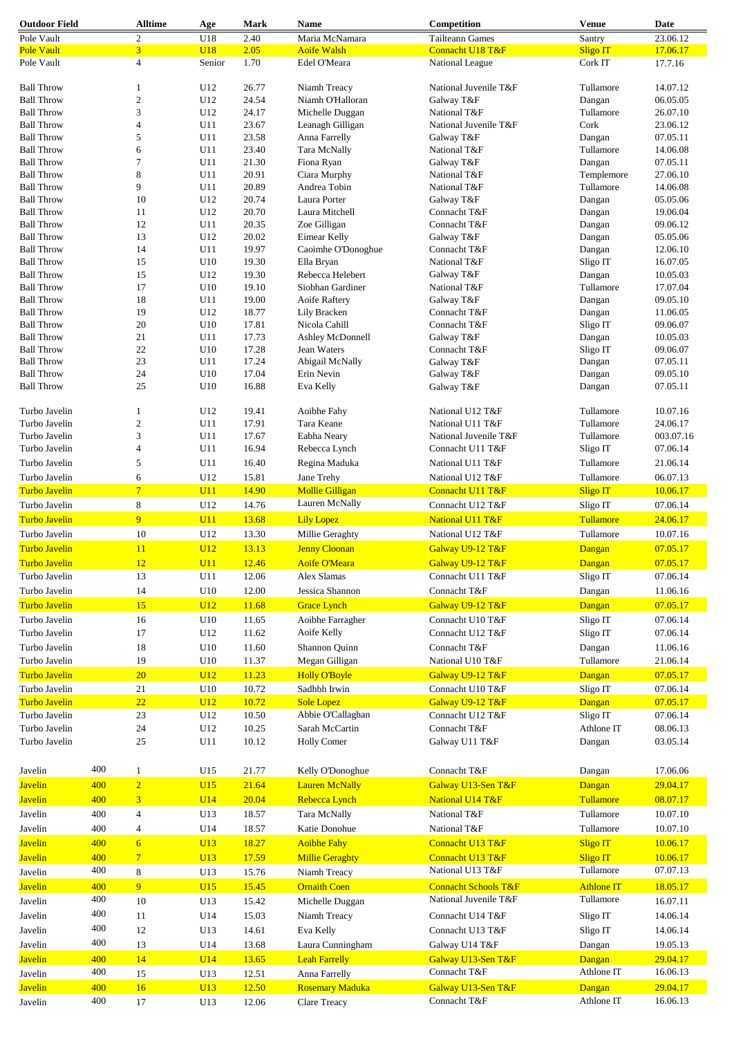| Outdoor Field | | Alltime | Age | Mark | Name | Competition | Venue | Date |
|---|---|---|---|---|---|---|---|---|
| Pole Vault | | 2 | U18 | 2.40 | Maria McNamara | Tailteann Games | Santry | 23.06.12 |
| Pole Vault | | 3 | U18 | 2.05 | Aoife Walsh | Connacht U18 T&F | Sligo IT | 17.06.17 |
| Pole Vault | | 4 | Senior | 1.70 | Edel O'Meara | National League | Cork IT | 17.7.16 |
| | | | | | | | | |
| Ball Throw | | 1 | U12 | 26.77 | Niamh Treacy | National Juvenile T&F | Tullamore | 14.07.12 |
| Ball Throw | | 2 | U12 | 24.54 | Niamh O'Halloran | Galway T&F | Dangan | 06.05.05 |
| Ball Throw | | 3 | U12 | 24.17 | Michelle Duggan | National T&F | Tullamore | 26.07.10 |
| Ball Throw | | 4 | U11 | 23.67 | Leanagh Gilligan | National Juvenile T&F | Cork | 23.06.12 |
| Ball Throw | | 5 | U11 | 23.58 | Anna Farrelly | Galway T&F | Dangan | 07.05.11 |
| Ball Throw | | 6 | U11 | 23.40 | Tara McNally | National T&F | Tullamore | 14.06.08 |
| Ball Throw | | 7 | U11 | 21.30 | Fiona Ryan | Galway T&F | Dangan | 07.05.11 |
| Ball Throw | | 8 | U11 | 20.91 | Ciara Murphy | National T&F | Templemore | 27.06.10 |
| Ball Throw | | 9 | U11 | 20.89 | Andrea Tobin | National T&F | Tullamore | 14.06.08 |
| Ball Throw | | 10 | U12 | 20.74 | Laura Porter | Galway T&F | Dangan | 05.05.06 |
| Ball Throw | | 11 | U12 | 20.70 | Laura Mitchell | Connacht T&F | Dangan | 19.06.04 |
| Ball Throw | | 12 | U11 | 20.35 | Zoe Gilligan | Connacht T&F | Dangan | 09.06.12 |
| Ball Throw | | 13 | U12 | 20.02 | Eimear Kelly | Galway T&F | Dangan | 05.05.06 |
| Ball Throw | | 14 | U11 | 19.97 | Caoimhe O'Donoghue | Connacht T&F | Dangan | 12.06.10 |
| Ball Throw | | 15 | U10 | 19.30 | Ella Bryan | National T&F | Sligo IT | 16.07.05 |
| Ball Throw | | 15 | U12 | 19.30 | Rebecca Helebert | Galway T&F | Dangan | 10.05.03 |
| Ball Throw | | 17 | U10 | 19.10 | Siobhan Gardiner | National T&F | Tullamore | 17.07.04 |
| Ball Throw | | 18 | U11 | 19.00 | Aoife Raftery | Galway T&F | Dangan | 09.05.10 |
| Ball Throw | | 19 | U12 | 18.77 | Lily Bracken | Connacht T&F | Dangan | 11.06.05 |
| Ball Throw | | 20 | U10 | 17.81 | Nicola Cahill | Connacht T&F | Sligo IT | 09.06.07 |
| Ball Throw | | 21 | U11 | 17.73 | Ashley McDonnell | Galway T&F | Dangan | 10.05.03 |
| Ball Throw | | 22 | U10 | 17.28 | Jean Waters | Connacht T&F | Sligo IT | 09.06.07 |
| Ball Throw | | 23 | U11 | 17.24 | Abigail McNally | Galway T&F | Dangan | 07.05.11 |
| Ball Throw | | 24 | U10 | 17.04 | Erin Nevin | Galway T&F | Dangan | 09.05.10 |
| Ball Throw | | 25 | U10 | 16.88 | Eva Kelly | Galway T&F | Dangan | 07.05.11 |
| | | | | | | | | |
| Turbo Javelin | | 1 | U12 | 19.41 | Aoibhe Fahy | National U12 T&F | Tullamore | 10.07.16 |
| Turbo Javelin | | 2 | U11 | 17.91 | Tara Keane | National U11 T&F | Tullamore | 24.06.17 |
| Turbo Javelin | | 3 | U11 | 17.67 | Eabha Neary | National Juvenile T&F | Tullamore | 003.07.16 |
| Turbo Javelin | | 4 | U11 | 16.94 | Rebecca Lynch | Connacht U11 T&F | Sligo IT | 07.06.14 |
| Turbo Javelin | | 5 | U11 | 16.40 | Regina Maduka | National U11 T&F | Tullamore | 21.06.14 |
| Turbo Javelin | | 6 | U12 | 15.81 | Jane Trehy | National U12 T&F | Tullamore | 06.07.13 |
| Turbo Javelin | | 7 | U11 | 14.90 | Mollie Gilligan | Connacht U11 T&F | Sligo IT | 10.06.17 |
| Turbo Javelin | | 8 | U12 | 14.76 | Lauren McNally | Connacht U12 T&F | Sligo IT | 07.06.14 |
| Turbo Javelin | | 9 | U11 | 13.68 | Lily Lopez | National U11 T&F | Tullamore | 24.06.17 |
| Turbo Javelin | | 10 | U12 | 13.30 | Millie Geraghty | National U12 T&F | Tullamore | 10.07.16 |
| Turbo Javelin | | 11 | U12 | 13.13 | Jenny Cloonan | Galway U9-12 T&F | Dangan | 07.05.17 |
| Turbo Javelin | | 12 | U11 | 12.46 | Aoife O'Meara | Galway U9-12 T&F | Dangan | 07.05.17 |
| Turbo Javelin | | 13 | U11 | 12.06 | Alex Slamas | Connacht U11 T&F | Sligo IT | 07.06.14 |
| Turbo Javelin | | 14 | U10 | 12.00 | Jessica Shannon | Connacht T&F | Dangan | 11.06.16 |
| Turbo Javelin | | 15 | U12 | 11.68 | Grace Lynch | Galway U9-12 T&F | Dangan | 07.05.17 |
| Turbo Javelin | | 16 | U10 | 11.65 | Aoibhe Farragher | Connacht U10 T&F | Sligo IT | 07.06.14 |
| Turbo Javelin | | 17 | U12 | 11.62 | Aoife Kelly | Connacht U12 T&F | Sligo IT | 07.06.14 |
| Turbo Javelin | | 18 | U10 | 11.60 | Shannon Quinn | Connacht T&F | Dangan | 11.06.16 |
| Turbo Javelin | | 19 | U10 | 11.37 | Megan Gilligan | National U10 T&F | Tullamore | 21.06.14 |
| Turbo Javelin | | 20 | U12 | 11.23 | Holly O'Boyle | Galway U9-12 T&F | Dangan | 07.05.17 |
| Turbo Javelin | | 21 | U10 | 10.72 | Sadhbh Irwin | Connacht U10 T&F | Sligo IT | 07.06.14 |
| Turbo Javelin | | 22 | U12 | 10.72 | Sole Lopez | Galway U9-12 T&F | Dangan | 07.05.17 |
| Turbo Javelin | | 23 | U12 | 10.50 | Abbie O'Callaghan | Connacht U12 T&F | Sligo IT | 07.06.14 |
| Turbo Javelin | | 24 | U12 | 10.25 | Sarah McCartin | Connacht T&F | Athlone IT | 08.06.13 |
| Turbo Javelin | | 25 | U11 | 10.12 | Holly Comer | Galway U11 T&F | Dangan | 03.05.14 |
| | | | | | | | | |
| Javelin | 400 | 1 | U15 | 21.77 | Kelly O'Donoghue | Connacht T&F | Dangan | 17.06.06 |
| Javelin | 400 | 2 | U15 | 21.64 | Lauren McNally | Galway U13-Sen T&F | Dangan | 29.04.17 |
| Javelin | 400 | 3 | U14 | 20.04 | Rebecca Lynch | National U14 T&F | Tullamore | 08.07.17 |
| Javelin | 400 | 4 | U13 | 18.57 | Tara McNally | National T&F | Tullamore | 10.07.10 |
| Javelin | 400 | 4 | U14 | 18.57 | Katie Donohue | National T&F | Tullamore | 10.07.10 |
| Javelin | 400 | 6 | U13 | 18.27 | Aoibhe Fahy | Connacht U13 T&F | Sligo IT | 10.06.17 |
| Javelin | 400 | 7 | U13 | 17.59 | Millie Geraghty | Connacht U13 T&F | Sligo IT | 10.06.17 |
| Javelin | 400 | 8 | U13 | 15.76 | Niamh Treacy | National U13 T&F | Tullamore | 07.07.13 |
| Javelin | 400 | 9 | U15 | 15.45 | Ornaith Coen | Connacht Schools T&F | Athlone IT | 18.05.17 |
| Javelin | 400 | 10 | U13 | 15.42 | Michelle Duggan | National Juvenile T&F | Tullamore | 16.07.11 |
| Javelin | 400 | 11 | U14 | 15.03 | Niamh Treacy | Connacht U14 T&F | Sligo IT | 14.06.14 |
| Javelin | 400 | 12 | U13 | 14.61 | Eva Kelly | Connacht U13 T&F | Sligo IT | 14.06.14 |
| Javelin | 400 | 13 | U14 | 13.68 | Laura Cunningham | Galway U14 T&F | Dangan | 19.05.13 |
| Javelin | 400 | 14 | U14 | 13.65 | Leah Farrelly | Galway U13-Sen T&F | Dangan | 29.04.17 |
| Javelin | 400 | 15 | U13 | 12.51 | Anna Farrelly | Connacht T&F | Athlone IT | 16.06.13 |
| Javelin | 400 | 16 | U13 | 12.50 | Rosemary Maduka | Galway U13-Sen T&F | Dangan | 29.04.17 |
| Javelin | 400 | 17 | U13 | 12.06 | Clare Treacy | Connacht T&F | Athlone IT | 16.06.13 |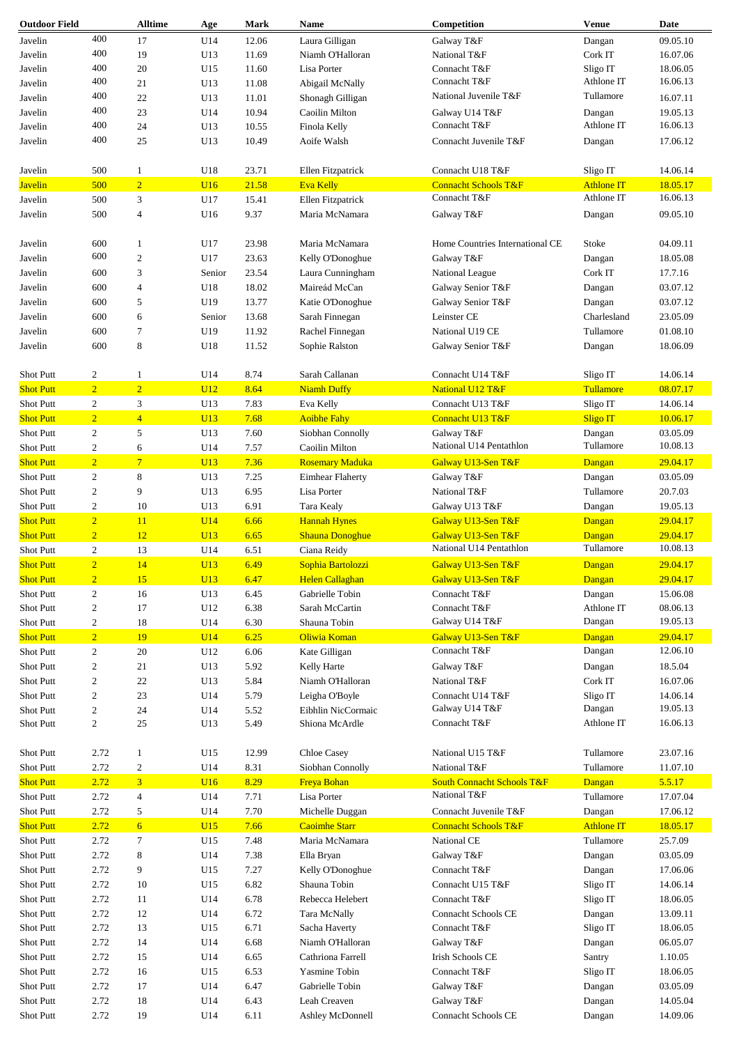| Outdoor Field | | Alltime | Age | Mark | Name | Competition | Venue | Date |
|---|---|---|---|---|---|---|---|---|
| Javelin | 400 | 17 | U14 | 12.06 | Laura Gilligan | Galway T&F | Dangan | 09.05.10 |
| Javelin | 400 | 19 | U13 | 11.69 | Niamh O'Halloran | National T&F | Cork IT | 16.07.06 |
| Javelin | 400 | 20 | U15 | 11.60 | Lisa Porter | Connacht T&F | Sligo IT | 18.06.05 |
| Javelin | 400 | 21 | U13 | 11.08 | Abigail McNally | Connacht T&F | Athlone IT | 16.06.13 |
| Javelin | 400 | 22 | U13 | 11.01 | Shonagh Gilligan | National Juvenile T&F | Tullamore | 16.07.11 |
| Javelin | 400 | 23 | U14 | 10.94 | Caoilin Milton | Galway U14 T&F | Dangan | 19.05.13 |
| Javelin | 400 | 24 | U13 | 10.55 | Finola Kelly | Connacht T&F | Athlone IT | 16.06.13 |
| Javelin | 400 | 25 | U13 | 10.49 | Aoife Walsh | Connacht Juvenile T&F | Dangan | 17.06.12 |
| | | | | | | | | |
| Javelin | 500 | 1 | U18 | 23.71 | Ellen Fitzpatrick | Connacht U18 T&F | Sligo IT | 14.06.14 |
| Javelin | 500 | 2 | U16 | 21.58 | Eva Kelly | Connacht Schools T&F | Athlone IT | 18.05.17 |
| Javelin | 500 | 3 | U17 | 15.41 | Ellen Fitzpatrick | Connacht T&F | Athlone IT | 16.06.13 |
| Javelin | 500 | 4 | U16 | 9.37 | Maria McNamara | Galway T&F | Dangan | 09.05.10 |
| | | | | | | | | |
| Javelin | 600 | 1 | U17 | 23.98 | Maria McNamara | Home Countries International CE | Stoke | 04.09.11 |
| Javelin | 600 | 2 | U17 | 23.63 | Kelly O'Donoghue | Galway T&F | Dangan | 18.05.08 |
| Javelin | 600 | 3 | Senior | 23.54 | Laura Cunningham | National League | Cork IT | 17.7.16 |
| Javelin | 600 | 4 | U18 | 18.02 | Maireád McCan | Galway Senior T&F | Dangan | 03.07.12 |
| Javelin | 600 | 5 | U19 | 13.77 | Katie O'Donoghue | Galway Senior T&F | Dangan | 03.07.12 |
| Javelin | 600 | 6 | Senior | 13.68 | Sarah Finnegan | Leinster CE | Charlesland | 23.05.09 |
| Javelin | 600 | 7 | U19 | 11.92 | Rachel Finnegan | National U19 CE | Tullamore | 01.08.10 |
| Javelin | 600 | 8 | U18 | 11.52 | Sophie Ralston | Galway Senior T&F | Dangan | 18.06.09 |
| | | | | | | | | |
| Shot Putt | 2 | 1 | U14 | 8.74 | Sarah Callanan | Connacht U14 T&F | Sligo IT | 14.06.14 |
| Shot Putt | 2 | 2 | U12 | 8.64 | Niamh Duffy | National U12 T&F | Tullamore | 08.07.17 |
| Shot Putt | 2 | 3 | U13 | 7.83 | Eva Kelly | Connacht U13 T&F | Sligo IT | 14.06.14 |
| Shot Putt | 2 | 4 | U13 | 7.68 | Aoibhe Fahy | Connacht U13 T&F | Sligo IT | 10.06.17 |
| Shot Putt | 2 | 5 | U13 | 7.60 | Siobhan Connolly | Galway T&F | Dangan | 03.05.09 |
| Shot Putt | 2 | 6 | U14 | 7.57 | Caoilin Milton | National U14 Pentathlon | Tullamore | 10.08.13 |
| Shot Putt | 2 | 7 | U13 | 7.36 | Rosemary Maduka | Galway U13-Sen T&F | Dangan | 29.04.17 |
| Shot Putt | 2 | 8 | U13 | 7.25 | Eimhear Flaherty | Galway T&F | Dangan | 03.05.09 |
| Shot Putt | 2 | 9 | U13 | 6.95 | Lisa Porter | National T&F | Tullamore | 20.7.03 |
| Shot Putt | 2 | 10 | U13 | 6.91 | Tara Kealy | Galway U13 T&F | Dangan | 19.05.13 |
| Shot Putt | 2 | 11 | U14 | 6.66 | Hannah Hynes | Galway U13-Sen T&F | Dangan | 29.04.17 |
| Shot Putt | 2 | 12 | U13 | 6.65 | Shauna Donoghue | Galway U13-Sen T&F | Dangan | 29.04.17 |
| Shot Putt | 2 | 13 | U14 | 6.51 | Ciana Reidy | National U14 Pentathlon | Tullamore | 10.08.13 |
| Shot Putt | 2 | 14 | U13 | 6.49 | Sophia Bartolozzi | Galway U13-Sen T&F | Dangan | 29.04.17 |
| Shot Putt | 2 | 15 | U13 | 6.47 | Helen Callaghan | Galway U13-Sen T&F | Dangan | 29.04.17 |
| Shot Putt | 2 | 16 | U13 | 6.45 | Gabrielle Tobin | Connacht T&F | Dangan | 15.06.08 |
| Shot Putt | 2 | 17 | U12 | 6.38 | Sarah McCartin | Connacht T&F | Athlone IT | 08.06.13 |
| Shot Putt | 2 | 18 | U14 | 6.30 | Shauna Tobin | Galway U14 T&F | Dangan | 19.05.13 |
| Shot Putt | 2 | 19 | U14 | 6.25 | Oliwia Koman | Galway U13-Sen T&F | Dangan | 29.04.17 |
| Shot Putt | 2 | 20 | U12 | 6.06 | Kate Gilligan | Connacht T&F | Dangan | 12.06.10 |
| Shot Putt | 2 | 21 | U13 | 5.92 | Kelly Harte | Galway T&F | Dangan | 18.5.04 |
| Shot Putt | 2 | 22 | U13 | 5.84 | Niamh O'Halloran | National T&F | Cork IT | 16.07.06 |
| Shot Putt | 2 | 23 | U14 | 5.79 | Leigha O'Boyle | Connacht U14 T&F | Sligo IT | 14.06.14 |
| Shot Putt | 2 | 24 | U14 | 5.52 | Eibhlin NicCormaic | Galway U14 T&F | Dangan | 19.05.13 |
| Shot Putt | 2 | 25 | U13 | 5.49 | Shiona McArdle | Connacht T&F | Athlone IT | 16.06.13 |
| | | | | | | | | |
| Shot Putt | 2.72 | 1 | U15 | 12.99 | Chloe Casey | National U15 T&F | Tullamore | 23.07.16 |
| Shot Putt | 2.72 | 2 | U14 | 8.31 | Siobhan Connolly | National T&F | Tullamore | 11.07.10 |
| Shot Putt | 2.72 | 3 | U16 | 8.29 | Freya Bohan | South Connacht Schools T&F | Dangan | 5.5.17 |
| Shot Putt | 2.72 | 4 | U14 | 7.71 | Lisa Porter | National T&F | Tullamore | 17.07.04 |
| Shot Putt | 2.72 | 5 | U14 | 7.70 | Michelle Duggan | Connacht Juvenile T&F | Dangan | 17.06.12 |
| Shot Putt | 2.72 | 6 | U15 | 7.66 | Caoimhe Starr | Connacht Schools T&F | Athlone IT | 18.05.17 |
| Shot Putt | 2.72 | 7 | U15 | 7.48 | Maria McNamara | National CE | Tullamore | 25.7.09 |
| Shot Putt | 2.72 | 8 | U14 | 7.38 | Ella Bryan | Galway T&F | Dangan | 03.05.09 |
| Shot Putt | 2.72 | 9 | U15 | 7.27 | Kelly O'Donoghue | Connacht T&F | Dangan | 17.06.06 |
| Shot Putt | 2.72 | 10 | U15 | 6.82 | Shauna Tobin | Connacht U15 T&F | Sligo IT | 14.06.14 |
| Shot Putt | 2.72 | 11 | U14 | 6.78 | Rebecca Helebert | Connacht T&F | Sligo IT | 18.06.05 |
| Shot Putt | 2.72 | 12 | U14 | 6.72 | Tara McNally | Connacht Schools CE | Dangan | 13.09.11 |
| Shot Putt | 2.72 | 13 | U15 | 6.71 | Sacha Haverty | Connacht T&F | Sligo IT | 18.06.05 |
| Shot Putt | 2.72 | 14 | U14 | 6.68 | Niamh O'Halloran | Galway T&F | Dangan | 06.05.07 |
| Shot Putt | 2.72 | 15 | U14 | 6.65 | Cathriona Farrell | Irish Schools CE | Santry | 1.10.05 |
| Shot Putt | 2.72 | 16 | U15 | 6.53 | Yasmine Tobin | Connacht T&F | Sligo IT | 18.06.05 |
| Shot Putt | 2.72 | 17 | U14 | 6.47 | Gabrielle Tobin | Galway T&F | Dangan | 03.05.09 |
| Shot Putt | 2.72 | 18 | U14 | 6.43 | Leah Creaven | Galway T&F | Dangan | 14.05.04 |
| Shot Putt | 2.72 | 19 | U14 | 6.11 | Ashley McDonnell | Connacht Schools CE | Dangan | 14.09.06 |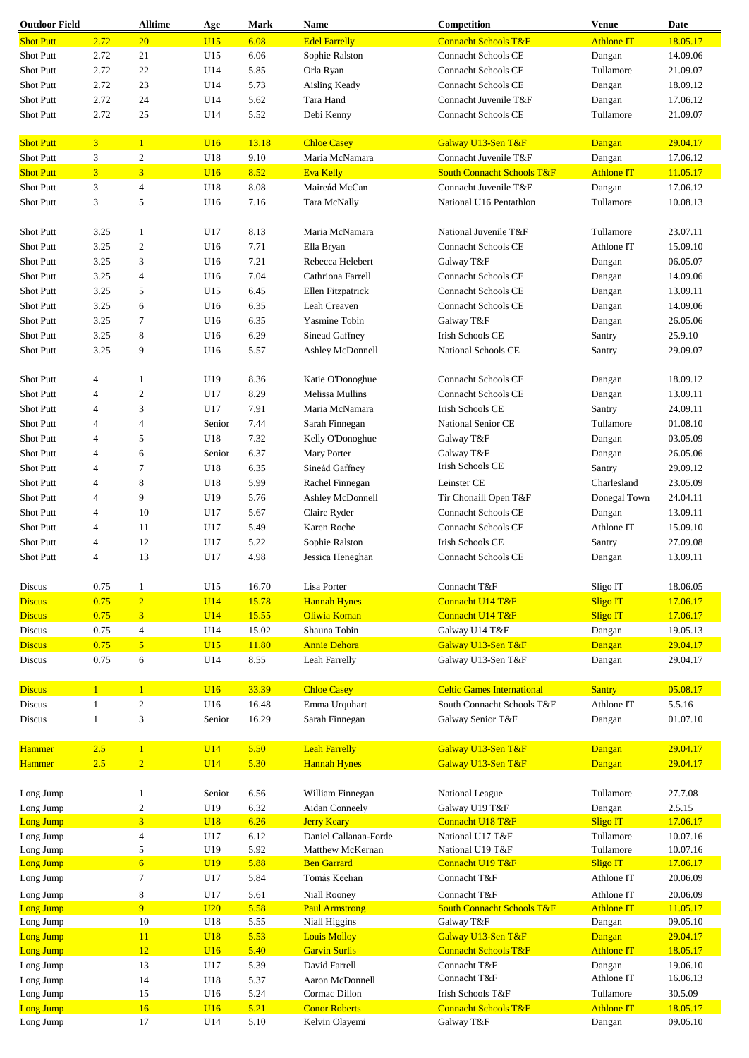| Outdoor Field | | Alltime | Age | Mark | Name | Competition | Venue | Date |
|---|---|---|---|---|---|---|---|---|
| Shot Putt | 2.72 | 20 | U15 | 6.08 | Edel Farrelly | Connacht Schools T&F | Athlone IT | 18.05.17 |
| Shot Putt | 2.72 | 21 | U15 | 6.06 | Sophie Ralston | Connacht Schools CE | Dangan | 14.09.06 |
| Shot Putt | 2.72 | 22 | U14 | 5.85 | Orla Ryan | Connacht Schools CE | Tullamore | 21.09.07 |
| Shot Putt | 2.72 | 23 | U14 | 5.73 | Aisling Keady | Connacht Schools CE | Dangan | 18.09.12 |
| Shot Putt | 2.72 | 24 | U14 | 5.62 | Tara Hand | Connacht Juvenile T&F | Dangan | 17.06.12 |
| Shot Putt | 2.72 | 25 | U14 | 5.52 | Debi Kenny | Connacht Schools CE | Tullamore | 21.09.07 |
| | | | | | | | | |
| Shot Putt | 3 | 1 | U16 | 13.18 | Chloe Casey | Galway U13-Sen T&F | Dangan | 29.04.17 |
| Shot Putt | 3 | 2 | U18 | 9.10 | Maria McNamara | Connacht Juvenile T&F | Dangan | 17.06.12 |
| Shot Putt | 3 | 3 | U16 | 8.52 | Eva Kelly | South Connacht Schools T&F | Athlone IT | 11.05.17 |
| Shot Putt | 3 | 4 | U18 | 8.08 | Maireád McCan | Connacht Juvenile T&F | Dangan | 17.06.12 |
| Shot Putt | 3 | 5 | U16 | 7.16 | Tara McNally | National U16 Pentathlon | Tullamore | 10.08.13 |
| | | | | | | | | |
| Shot Putt | 3.25 | 1 | U17 | 8.13 | Maria McNamara | National Juvenile T&F | Tullamore | 23.07.11 |
| Shot Putt | 3.25 | 2 | U16 | 7.71 | Ella Bryan | Connacht Schools CE | Athlone IT | 15.09.10 |
| Shot Putt | 3.25 | 3 | U16 | 7.21 | Rebecca Helebert | Galway T&F | Dangan | 06.05.07 |
| Shot Putt | 3.25 | 4 | U16 | 7.04 | Cathriona Farrell | Connacht Schools CE | Dangan | 14.09.06 |
| Shot Putt | 3.25 | 5 | U15 | 6.45 | Ellen Fitzpatrick | Connacht Schools CE | Dangan | 13.09.11 |
| Shot Putt | 3.25 | 6 | U16 | 6.35 | Leah Creaven | Connacht Schools CE | Dangan | 14.09.06 |
| Shot Putt | 3.25 | 7 | U16 | 6.35 | Yasmine Tobin | Galway T&F | Dangan | 26.05.06 |
| Shot Putt | 3.25 | 8 | U16 | 6.29 | Sinead Gaffney | Irish Schools CE | Santry | 25.9.10 |
| Shot Putt | 3.25 | 9 | U16 | 5.57 | Ashley McDonnell | National Schools CE | Santry | 29.09.07 |
| | | | | | | | | |
| Shot Putt | 4 | 1 | U19 | 8.36 | Katie O'Donoghue | Connacht Schools CE | Dangan | 18.09.12 |
| Shot Putt | 4 | 2 | U17 | 8.29 | Melissa Mullins | Connacht Schools CE | Dangan | 13.09.11 |
| Shot Putt | 4 | 3 | U17 | 7.91 | Maria McNamara | Irish Schools CE | Santry | 24.09.11 |
| Shot Putt | 4 | 4 | Senior | 7.44 | Sarah Finnegan | National Senior CE | Tullamore | 01.08.10 |
| Shot Putt | 4 | 5 | U18 | 7.32 | Kelly O'Donoghue | Galway T&F | Dangan | 03.05.09 |
| Shot Putt | 4 | 6 | Senior | 6.37 | Mary Porter | Galway T&F | Dangan | 26.05.06 |
| Shot Putt | 4 | 7 | U18 | 6.35 | Sineád Gaffney | Irish Schools CE | Santry | 29.09.12 |
| Shot Putt | 4 | 8 | U18 | 5.99 | Rachel Finnegan | Leinster CE | Charlesland | 23.05.09 |
| Shot Putt | 4 | 9 | U19 | 5.76 | Ashley McDonnell | Tir Chonaill Open T&F | Donegal Town | 24.04.11 |
| Shot Putt | 4 | 10 | U17 | 5.67 | Claire Ryder | Connacht Schools CE | Dangan | 13.09.11 |
| Shot Putt | 4 | 11 | U17 | 5.49 | Karen Roche | Connacht Schools CE | Athlone IT | 15.09.10 |
| Shot Putt | 4 | 12 | U17 | 5.22 | Sophie Ralston | Irish Schools CE | Santry | 27.09.08 |
| Shot Putt | 4 | 13 | U17 | 4.98 | Jessica Heneghan | Connacht Schools CE | Dangan | 13.09.11 |
| | | | | | | | | |
| Discus | 0.75 | 1 | U15 | 16.70 | Lisa Porter | Connacht T&F | Sligo IT | 18.06.05 |
| Discus | 0.75 | 2 | U14 | 15.78 | Hannah Hynes | Connacht U14 T&F | Sligo IT | 17.06.17 |
| Discus | 0.75 | 3 | U14 | 15.55 | Oliwia Koman | Connacht U14 T&F | Sligo IT | 17.06.17 |
| Discus | 0.75 | 4 | U14 | 15.02 | Shauna Tobin | Galway U14 T&F | Dangan | 19.05.13 |
| Discus | 0.75 | 5 | U15 | 11.80 | Annie Dehora | Galway U13-Sen T&F | Dangan | 29.04.17 |
| Discus | 0.75 | 6 | U14 | 8.55 | Leah Farrelly | Galway U13-Sen T&F | Dangan | 29.04.17 |
| | | | | | | | | |
| Discus | 1 | 1 | U16 | 33.39 | Chloe Casey | Celtic Games International | Santry | 05.08.17 |
| Discus | 1 | 2 | U16 | 16.48 | Emma Urquhart | South Connacht Schools T&F | Athlone IT | 5.5.16 |
| Discus | 1 | 3 | Senior | 16.29 | Sarah Finnegan | Galway Senior T&F | Dangan | 01.07.10 |
| | | | | | | | | |
| Hammer | 2.5 | 1 | U14 | 5.50 | Leah Farrelly | Galway U13-Sen T&F | Dangan | 29.04.17 |
| Hammer | 2.5 | 2 | U14 | 5.30 | Hannah Hynes | Galway U13-Sen T&F | Dangan | 29.04.17 |
| | | | | | | | | |
| Long Jump | | 1 | Senior | 6.56 | William Finnegan | National League | Tullamore | 27.7.08 |
| Long Jump | | 2 | U19 | 6.32 | Aidan Conneely | Galway U19 T&F | Dangan | 2.5.15 |
| Long Jump | | 3 | U18 | 6.26 | Jerry Keary | Connacht U18 T&F | Sligo IT | 17.06.17 |
| Long Jump | | 4 | U17 | 6.12 | Daniel Callanan-Forde | National U17 T&F | Tullamore | 10.07.16 |
| Long Jump | | 5 | U19 | 5.92 | Matthew McKernan | National U19 T&F | Tullamore | 10.07.16 |
| Long Jump | | 6 | U19 | 5.88 | Ben Garrard | Connacht U19 T&F | Sligo IT | 17.06.17 |
| Long Jump | | 7 | U17 | 5.84 | Tomás Keehan | Connacht T&F | Athlone IT | 20.06.09 |
| Long Jump | | 8 | U17 | 5.61 | Niall Rooney | Connacht T&F | Athlone IT | 20.06.09 |
| Long Jump | | 9 | U20 | 5.58 | Paul Armstrong | South Connacht Schools T&F | Athlone IT | 11.05.17 |
| Long Jump | | 10 | U18 | 5.55 | Niall Higgins | Galway T&F | Dangan | 09.05.10 |
| Long Jump | | 11 | U18 | 5.53 | Louis Molloy | Galway U13-Sen T&F | Dangan | 29.04.17 |
| Long Jump | | 12 | U16 | 5.40 | Garvin Surlis | Connacht Schools T&F | Athlone IT | 18.05.17 |
| Long Jump | | 13 | U17 | 5.39 | David Farrell | Connacht T&F | Dangan | 19.06.10 |
| Long Jump | | 14 | U18 | 5.37 | Aaron McDonnell | Connacht T&F | Athlone IT | 16.06.13 |
| Long Jump | | 15 | U16 | 5.24 | Cormac Dillon | Irish Schools T&F | Tullamore | 30.5.09 |
| Long Jump | | 16 | U16 | 5.21 | Conor Roberts | Connacht Schools T&F | Athlone IT | 18.05.17 |
| Long Jump | | 17 | U14 | 5.10 | Kelvin Olayemi | Galway T&F | Dangan | 09.05.10 |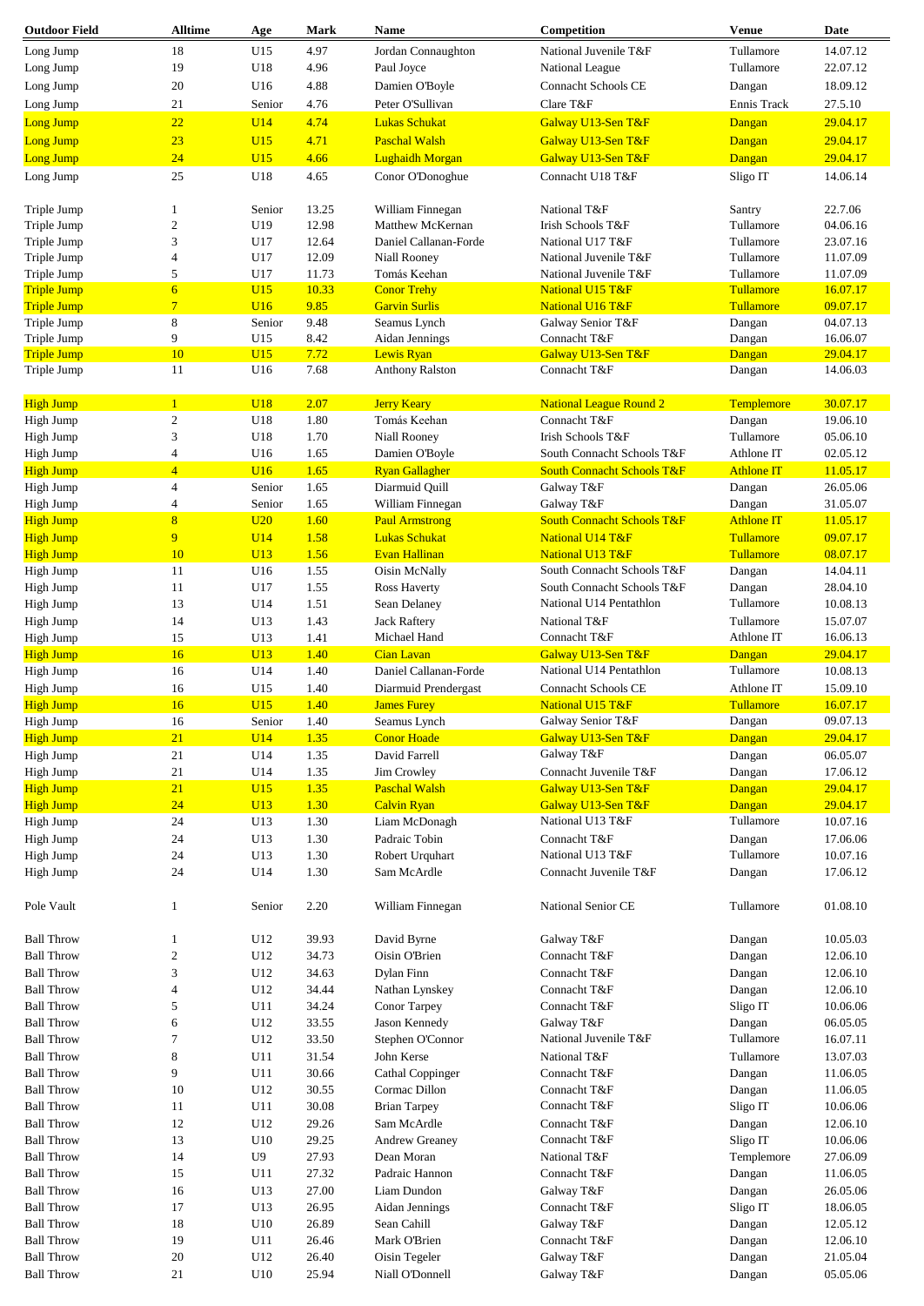| Outdoor Field | Alltime | Age | Mark | Name | Competition | Venue | Date |
|---|---|---|---|---|---|---|---|
| Long Jump | 18 | U15 | 4.97 | Jordan Connaughton | National Juvenile T&F | Tullamore | 14.07.12 |
| Long Jump | 19 | U18 | 4.96 | Paul Joyce | National League | Tullamore | 22.07.12 |
| Long Jump | 20 | U16 | 4.88 | Damien O'Boyle | Connacht Schools CE | Dangan | 18.09.12 |
| Long Jump | 21 | Senior | 4.76 | Peter O'Sullivan | Clare T&F | Ennis Track | 27.5.10 |
| Long Jump | 22 | U14 | 4.74 | Lukas Schukat | Galway U13-Sen T&F | Dangan | 29.04.17 |
| Long Jump | 23 | U15 | 4.71 | Paschal Walsh | Galway U13-Sen T&F | Dangan | 29.04.17 |
| Long Jump | 24 | U15 | 4.66 | Lughaidh Morgan | Galway U13-Sen T&F | Dangan | 29.04.17 |
| Long Jump | 25 | U18 | 4.65 | Conor O'Donoghue | Connacht U18 T&F | Sligo IT | 14.06.14 |
| | | | | | | | |
| Triple Jump | 1 | Senior | 13.25 | William Finnegan | National T&F | Santry | 22.7.06 |
| Triple Jump | 2 | U19 | 12.98 | Matthew McKernan | Irish Schools T&F | Tullamore | 04.06.16 |
| Triple Jump | 3 | U17 | 12.64 | Daniel Callanan-Forde | National U17 T&F | Tullamore | 23.07.16 |
| Triple Jump | 4 | U17 | 12.09 | Niall Rooney | National Juvenile T&F | Tullamore | 11.07.09 |
| Triple Jump | 5 | U17 | 11.73 | Tomás Keehan | National Juvenile T&F | Tullamore | 11.07.09 |
| Triple Jump | 6 | U15 | 10.33 | Conor Trehy | National U15 T&F | Tullamore | 16.07.17 |
| Triple Jump | 7 | U16 | 9.85 | Garvin Surlis | National U16 T&F | Tullamore | 09.07.17 |
| Triple Jump | 8 | Senior | 9.48 | Seamus Lynch | Galway Senior T&F | Dangan | 04.07.13 |
| Triple Jump | 9 | U15 | 8.42 | Aidan Jennings | Connacht T&F | Dangan | 16.06.07 |
| Triple Jump | 10 | U15 | 7.72 | Lewis Ryan | Galway U13-Sen T&F | Dangan | 29.04.17 |
| Triple Jump | 11 | U16 | 7.68 | Anthony Ralston | Connacht T&F | Dangan | 14.06.03 |
| | | | | | | | |
| High Jump | 1 | U18 | 2.07 | Jerry Keary | National League Round 2 | Templemore | 30.07.17 |
| High Jump | 2 | U18 | 1.80 | Tomás Keehan | Connacht T&F | Dangan | 19.06.10 |
| High Jump | 3 | U18 | 1.70 | Niall Rooney | Irish Schools T&F | Tullamore | 05.06.10 |
| High Jump | 4 | U16 | 1.65 | Damien O'Boyle | South Connacht Schools T&F | Athlone IT | 02.05.12 |
| High Jump | 4 | U16 | 1.65 | Ryan Gallagher | South Connacht Schools T&F | Athlone IT | 11.05.17 |
| High Jump | 4 | Senior | 1.65 | Diarmuid Quill | Galway T&F | Dangan | 26.05.06 |
| High Jump | 4 | Senior | 1.65 | William Finnegan | Galway T&F | Dangan | 31.05.07 |
| High Jump | 8 | U20 | 1.60 | Paul Armstrong | South Connacht Schools T&F | Athlone IT | 11.05.17 |
| High Jump | 9 | U14 | 1.58 | Lukas Schukat | National U14 T&F | Tullamore | 09.07.17 |
| High Jump | 10 | U13 | 1.56 | Evan Hallinan | National U13 T&F | Tullamore | 08.07.17 |
| High Jump | 11 | U16 | 1.55 | Oisin McNally | South Connacht Schools T&F | Dangan | 14.04.11 |
| High Jump | 11 | U17 | 1.55 | Ross Haverty | South Connacht Schools T&F | Dangan | 28.04.10 |
| High Jump | 13 | U14 | 1.51 | Sean Delaney | National U14 Pentathlon | Tullamore | 10.08.13 |
| High Jump | 14 | U13 | 1.43 | Jack Raftery | National T&F | Tullamore | 15.07.07 |
| High Jump | 15 | U13 | 1.41 | Michael Hand | Connacht T&F | Athlone IT | 16.06.13 |
| High Jump | 16 | U13 | 1.40 | Cian Lavan | Galway U13-Sen T&F | Dangan | 29.04.17 |
| High Jump | 16 | U14 | 1.40 | Daniel Callanan-Forde | National U14 Pentathlon | Tullamore | 10.08.13 |
| High Jump | 16 | U15 | 1.40 | Diarmuid Prendergast | Connacht Schools CE | Athlone IT | 15.09.10 |
| High Jump | 16 | U15 | 1.40 | James Furey | National U15 T&F | Tullamore | 16.07.17 |
| High Jump | 16 | Senior | 1.40 | Seamus Lynch | Galway Senior T&F | Dangan | 09.07.13 |
| High Jump | 21 | U14 | 1.35 | Conor Hoade | Galway U13-Sen T&F | Dangan | 29.04.17 |
| High Jump | 21 | U14 | 1.35 | David Farrell | Galway T&F | Dangan | 06.05.07 |
| High Jump | 21 | U14 | 1.35 | Jim Crowley | Connacht Juvenile T&F | Dangan | 17.06.12 |
| High Jump | 21 | U15 | 1.35 | Paschal Walsh | Galway U13-Sen T&F | Dangan | 29.04.17 |
| High Jump | 24 | U13 | 1.30 | Calvin Ryan | Galway U13-Sen T&F | Dangan | 29.04.17 |
| High Jump | 24 | U13 | 1.30 | Liam McDonagh | National U13 T&F | Tullamore | 10.07.16 |
| High Jump | 24 | U13 | 1.30 | Padraic Tobin | Connacht T&F | Dangan | 17.06.06 |
| High Jump | 24 | U13 | 1.30 | Robert Urquhart | National U13 T&F | Tullamore | 10.07.16 |
| High Jump | 24 | U14 | 1.30 | Sam McArdle | Connacht Juvenile T&F | Dangan | 17.06.12 |
| | | | | | | | |
| Pole Vault | 1 | Senior | 2.20 | William Finnegan | National Senior CE | Tullamore | 01.08.10 |
| | | | | | | | |
| Ball Throw | 1 | U12 | 39.93 | David Byrne | Galway T&F | Dangan | 10.05.03 |
| Ball Throw | 2 | U12 | 34.73 | Oisin O'Brien | Connacht T&F | Dangan | 12.06.10 |
| Ball Throw | 3 | U12 | 34.63 | Dylan Finn | Connacht T&F | Dangan | 12.06.10 |
| Ball Throw | 4 | U12 | 34.44 | Nathan Lynskey | Connacht T&F | Dangan | 12.06.10 |
| Ball Throw | 5 | U11 | 34.24 | Conor Tarpey | Connacht T&F | Sligo IT | 10.06.06 |
| Ball Throw | 6 | U12 | 33.55 | Jason Kennedy | Galway T&F | Dangan | 06.05.05 |
| Ball Throw | 7 | U12 | 33.50 | Stephen O'Connor | National Juvenile T&F | Tullamore | 16.07.11 |
| Ball Throw | 8 | U11 | 31.54 | John Kerse | National T&F | Tullamore | 13.07.03 |
| Ball Throw | 9 | U11 | 30.66 | Cathal Coppinger | Connacht T&F | Dangan | 11.06.05 |
| Ball Throw | 10 | U12 | 30.55 | Cormac Dillon | Connacht T&F | Dangan | 11.06.05 |
| Ball Throw | 11 | U11 | 30.08 | Brian Tarpey | Connacht T&F | Sligo IT | 10.06.06 |
| Ball Throw | 12 | U12 | 29.26 | Sam McArdle | Connacht T&F | Dangan | 12.06.10 |
| Ball Throw | 13 | U10 | 29.25 | Andrew Greaney | Connacht T&F | Sligo IT | 10.06.06 |
| Ball Throw | 14 | U9 | 27.93 | Dean Moran | National T&F | Templemore | 27.06.09 |
| Ball Throw | 15 | U11 | 27.32 | Padraic Hannon | Connacht T&F | Dangan | 11.06.05 |
| Ball Throw | 16 | U13 | 27.00 | Liam Dundon | Galway T&F | Dangan | 26.05.06 |
| Ball Throw | 17 | U13 | 26.95 | Aidan Jennings | Connacht T&F | Sligo IT | 18.06.05 |
| Ball Throw | 18 | U10 | 26.89 | Sean Cahill | Galway T&F | Dangan | 12.05.12 |
| Ball Throw | 19 | U11 | 26.46 | Mark O'Brien | Connacht T&F | Dangan | 12.06.10 |
| Ball Throw | 20 | U12 | 26.40 | Oisin Tegeler | Galway T&F | Dangan | 21.05.04 |
| Ball Throw | 21 | U10 | 25.94 | Niall O'Donnell | Galway T&F | Dangan | 05.05.06 |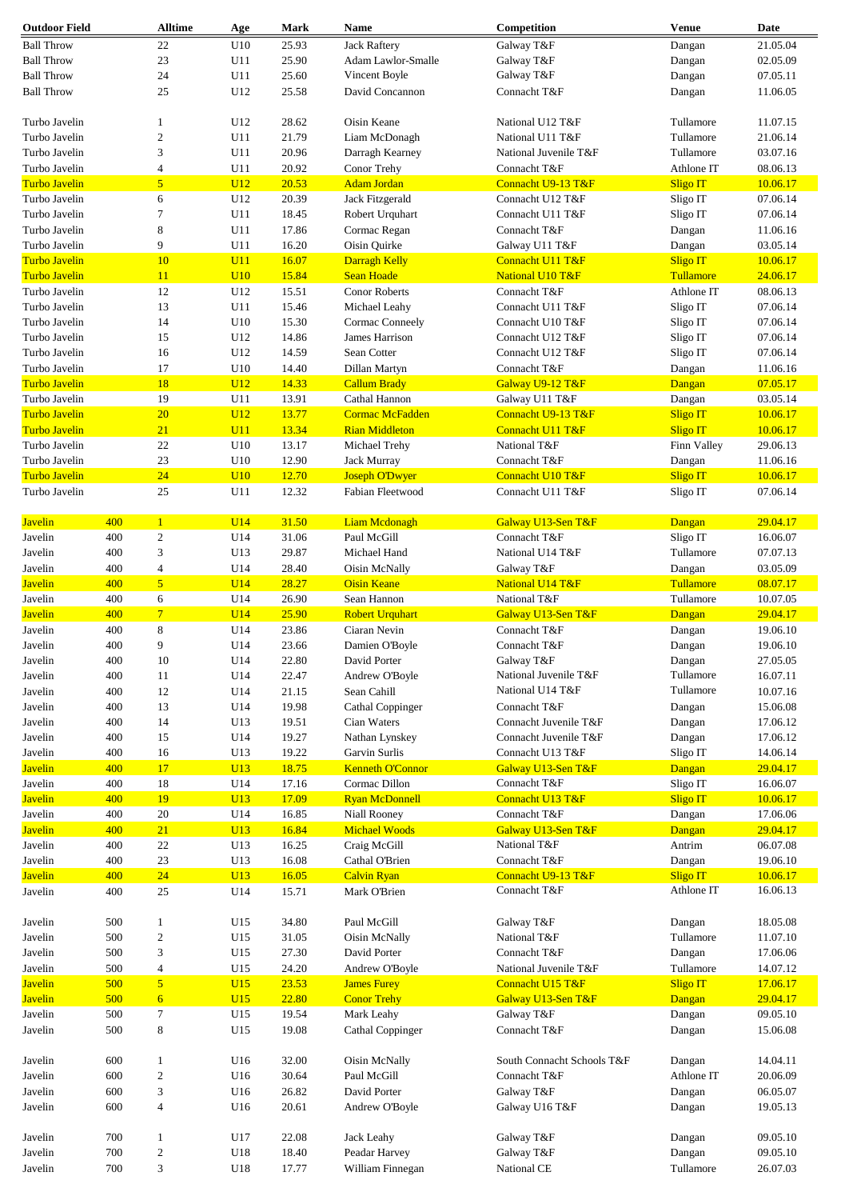| Outdoor Field | | Alltime | Age | Mark | Name | Competition | Venue | Date |
|---|---|---|---|---|---|---|---|---|
| Ball Throw | | 22 | U10 | 25.93 | Jack Raftery | Galway T&F | Dangan | 21.05.04 |
| Ball Throw | | 23 | U11 | 25.90 | Adam Lawlor-Smalle | Galway T&F | Dangan | 02.05.09 |
| Ball Throw | | 24 | U11 | 25.60 | Vincent Boyle | Galway T&F | Dangan | 07.05.11 |
| Ball Throw | | 25 | U12 | 25.58 | David Concannon | Connacht T&F | Dangan | 11.06.05 |
| | | | | | | | | |
| Turbo Javelin | | 1 | U12 | 28.62 | Oisin Keane | National U12 T&F | Tullamore | 11.07.15 |
| Turbo Javelin | | 2 | U11 | 21.79 | Liam McDonagh | National U11 T&F | Tullamore | 21.06.14 |
| Turbo Javelin | | 3 | U11 | 20.96 | Darragh Kearney | National Juvenile T&F | Tullamore | 03.07.16 |
| Turbo Javelin | | 4 | U11 | 20.92 | Conor Trehy | Connacht T&F | Athlone IT | 08.06.13 |
| Turbo Javelin | | 5 | U12 | 20.53 | Adam Jordan | Connacht U9-13 T&F | Sligo IT | 10.06.17 |
| Turbo Javelin | | 6 | U12 | 20.39 | Jack Fitzgerald | Connacht U12 T&F | Sligo IT | 07.06.14 |
| Turbo Javelin | | 7 | U11 | 18.45 | Robert Urquhart | Connacht U11 T&F | Sligo IT | 07.06.14 |
| Turbo Javelin | | 8 | U11 | 17.86 | Cormac Regan | Connacht T&F | Dangan | 11.06.16 |
| Turbo Javelin | | 9 | U11 | 16.20 | Oisin Quirke | Galway U11 T&F | Dangan | 03.05.14 |
| Turbo Javelin | | 10 | U11 | 16.07 | Darragh Kelly | Connacht U11 T&F | Sligo IT | 10.06.17 |
| Turbo Javelin | | 11 | U10 | 15.84 | Sean Hoade | National U10 T&F | Tullamore | 24.06.17 |
| Turbo Javelin | | 12 | U12 | 15.51 | Conor Roberts | Connacht T&F | Athlone IT | 08.06.13 |
| Turbo Javelin | | 13 | U11 | 15.46 | Michael Leahy | Connacht U11 T&F | Sligo IT | 07.06.14 |
| Turbo Javelin | | 14 | U10 | 15.30 | Cormac Conneely | Connacht U10 T&F | Sligo IT | 07.06.14 |
| Turbo Javelin | | 15 | U12 | 14.86 | James Harrison | Connacht U12 T&F | Sligo IT | 07.06.14 |
| Turbo Javelin | | 16 | U12 | 14.59 | Sean Cotter | Connacht U12 T&F | Sligo IT | 07.06.14 |
| Turbo Javelin | | 17 | U10 | 14.40 | Dillan Martyn | Connacht T&F | Dangan | 11.06.16 |
| Turbo Javelin | | 18 | U12 | 14.33 | Callum Brady | Galway U9-12 T&F | Dangan | 07.05.17 |
| Turbo Javelin | | 19 | U11 | 13.91 | Cathal Hannon | Galway U11 T&F | Dangan | 03.05.14 |
| Turbo Javelin | | 20 | U12 | 13.77 | Cormac McFadden | Connacht U9-13 T&F | Sligo IT | 10.06.17 |
| Turbo Javelin | | 21 | U11 | 13.34 | Rian Middleton | Connacht U11 T&F | Sligo IT | 10.06.17 |
| Turbo Javelin | | 22 | U10 | 13.17 | Michael Trehy | National T&F | Finn Valley | 29.06.13 |
| Turbo Javelin | | 23 | U10 | 12.90 | Jack Murray | Connacht T&F | Dangan | 11.06.16 |
| Turbo Javelin | | 24 | U10 | 12.70 | Joseph O'Dwyer | Connacht U10 T&F | Sligo IT | 10.06.17 |
| Turbo Javelin | | 25 | U11 | 12.32 | Fabian Fleetwood | Connacht U11 T&F | Sligo IT | 07.06.14 |
| | | | | | | | | |
| Javelin | 400 | 1 | U14 | 31.50 | Liam Mcdonagh | Galway U13-Sen T&F | Dangan | 29.04.17 |
| Javelin | 400 | 2 | U14 | 31.06 | Paul McGill | Connacht T&F | Sligo IT | 16.06.07 |
| Javelin | 400 | 3 | U13 | 29.87 | Michael Hand | National U14 T&F | Tullamore | 07.07.13 |
| Javelin | 400 | 4 | U14 | 28.40 | Oisin McNally | Galway T&F | Dangan | 03.05.09 |
| Javelin | 400 | 5 | U14 | 28.27 | Oisin Keane | National U14 T&F | Tullamore | 08.07.17 |
| Javelin | 400 | 6 | U14 | 26.90 | Sean Hannon | National T&F | Tullamore | 10.07.05 |
| Javelin | 400 | 7 | U14 | 25.90 | Robert Urquhart | Galway U13-Sen T&F | Dangan | 29.04.17 |
| Javelin | 400 | 8 | U14 | 23.86 | Ciaran Nevin | Connacht T&F | Dangan | 19.06.10 |
| Javelin | 400 | 9 | U14 | 23.66 | Damien O'Boyle | Connacht T&F | Dangan | 19.06.10 |
| Javelin | 400 | 10 | U14 | 22.80 | David Porter | Galway T&F | Dangan | 27.05.05 |
| Javelin | 400 | 11 | U14 | 22.47 | Andrew O'Boyle | National Juvenile T&F | Tullamore | 16.07.11 |
| Javelin | 400 | 12 | U14 | 21.15 | Sean Cahill | National U14 T&F | Tullamore | 10.07.16 |
| Javelin | 400 | 13 | U14 | 19.98 | Cathal Coppinger | Connacht T&F | Dangan | 15.06.08 |
| Javelin | 400 | 14 | U13 | 19.51 | Cian Waters | Connacht Juvenile T&F | Dangan | 17.06.12 |
| Javelin | 400 | 15 | U14 | 19.27 | Nathan Lynskey | Connacht Juvenile T&F | Dangan | 17.06.12 |
| Javelin | 400 | 16 | U13 | 19.22 | Garvin Surlis | Connacht U13 T&F | Sligo IT | 14.06.14 |
| Javelin | 400 | 17 | U13 | 18.75 | Kenneth O'Connor | Galway U13-Sen T&F | Dangan | 29.04.17 |
| Javelin | 400 | 18 | U14 | 17.16 | Cormac Dillon | Connacht T&F | Sligo IT | 16.06.07 |
| Javelin | 400 | 19 | U13 | 17.09 | Ryan McDonnell | Connacht U13 T&F | Sligo IT | 10.06.17 |
| Javelin | 400 | 20 | U14 | 16.85 | Niall Rooney | Connacht T&F | Dangan | 17.06.06 |
| Javelin | 400 | 21 | U13 | 16.84 | Michael Woods | Galway U13-Sen T&F | Dangan | 29.04.17 |
| Javelin | 400 | 22 | U13 | 16.25 | Craig McGill | National T&F | Antrim | 06.07.08 |
| Javelin | 400 | 23 | U13 | 16.08 | Cathal O'Brien | Connacht T&F | Dangan | 19.06.10 |
| Javelin | 400 | 24 | U13 | 16.05 | Calvin Ryan | Connacht U9-13 T&F | Sligo IT | 10.06.17 |
| Javelin | 400 | 25 | U14 | 15.71 | Mark O'Brien | Connacht T&F | Athlone IT | 16.06.13 |
| | | | | | | | | |
| Javelin | 500 | 1 | U15 | 34.80 | Paul McGill | Galway T&F | Dangan | 18.05.08 |
| Javelin | 500 | 2 | U15 | 31.05 | Oisin McNally | National T&F | Tullamore | 11.07.10 |
| Javelin | 500 | 3 | U15 | 27.30 | David Porter | Connacht T&F | Dangan | 17.06.06 |
| Javelin | 500 | 4 | U15 | 24.20 | Andrew O'Boyle | National Juvenile T&F | Tullamore | 14.07.12 |
| Javelin | 500 | 5 | U15 | 23.53 | James Furey | Connacht U15 T&F | Sligo IT | 17.06.17 |
| Javelin | 500 | 6 | U15 | 22.80 | Conor Trehy | Galway U13-Sen T&F | Dangan | 29.04.17 |
| Javelin | 500 | 7 | U15 | 19.54 | Mark Leahy | Galway T&F | Dangan | 09.05.10 |
| Javelin | 500 | 8 | U15 | 19.08 | Cathal Coppinger | Connacht T&F | Dangan | 15.06.08 |
| | | | | | | | | |
| Javelin | 600 | 1 | U16 | 32.00 | Oisin McNally | South Connacht Schools T&F | Dangan | 14.04.11 |
| Javelin | 600 | 2 | U16 | 30.64 | Paul McGill | Connacht T&F | Athlone IT | 20.06.09 |
| Javelin | 600 | 3 | U16 | 26.82 | David Porter | Galway T&F | Dangan | 06.05.07 |
| Javelin | 600 | 4 | U16 | 20.61 | Andrew O'Boyle | Galway U16 T&F | Dangan | 19.05.13 |
| | | | | | | | | |
| Javelin | 700 | 1 | U17 | 22.08 | Jack Leahy | Galway T&F | Dangan | 09.05.10 |
| Javelin | 700 | 2 | U18 | 18.40 | Peadar Harvey | Galway T&F | Dangan | 09.05.10 |
| Javelin | 700 | 3 | U18 | 17.77 | William Finnegan | National CE | Tullamore | 26.07.03 |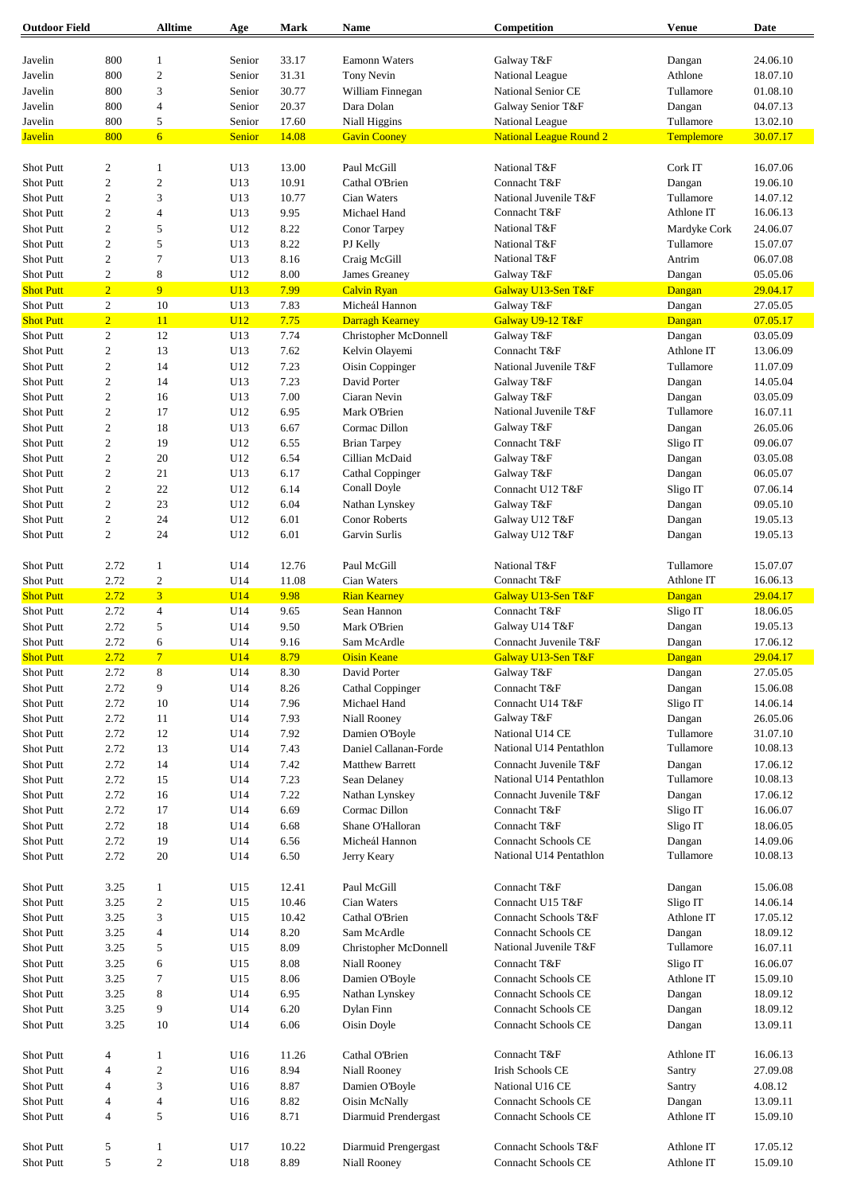| Outdoor Field | | Alltime | Age | Mark | Name | Competition | Venue | Date |
|---|---|---|---|---|---|---|---|---|
| Javelin | 800 | 1 | Senior | 33.17 | Eamonn Waters | Galway T&F | Dangan | 24.06.10 |
| Javelin | 800 | 2 | Senior | 31.31 | Tony Nevin | National League | Athlone | 18.07.10 |
| Javelin | 800 | 3 | Senior | 30.77 | William Finnegan | National Senior CE | Tullamore | 01.08.10 |
| Javelin | 800 | 4 | Senior | 20.37 | Dara Dolan | Galway Senior T&F | Dangan | 04.07.13 |
| Javelin | 800 | 5 | Senior | 17.60 | Niall Higgins | National League | Tullamore | 13.02.10 |
| Javelin | 800 | 6 | Senior | 14.08 | Gavin Cooney | National League Round 2 | Templemore | 30.07.17 |
| | | | | | | | | |
| Shot Putt | 2 | 1 | U13 | 13.00 | Paul McGill | National T&F | Cork IT | 16.07.06 |
| Shot Putt | 2 | 2 | U13 | 10.91 | Cathal O'Brien | Connacht T&F | Dangan | 19.06.10 |
| Shot Putt | 2 | 3 | U13 | 10.77 | Cian Waters | National Juvenile T&F | Tullamore | 14.07.12 |
| Shot Putt | 2 | 4 | U13 | 9.95 | Michael Hand | Connacht T&F | Athlone IT | 16.06.13 |
| Shot Putt | 2 | 5 | U12 | 8.22 | Conor Tarpey | National T&F | Mardyke Cork | 24.06.07 |
| Shot Putt | 2 | 5 | U13 | 8.22 | PJ Kelly | National T&F | Tullamore | 15.07.07 |
| Shot Putt | 2 | 7 | U13 | 8.16 | Craig McGill | National T&F | Antrim | 06.07.08 |
| Shot Putt | 2 | 8 | U12 | 8.00 | James Greaney | Galway T&F | Dangan | 05.05.06 |
| Shot Putt | 2 | 9 | U13 | 7.99 | Calvin Ryan | Galway U13-Sen T&F | Dangan | 29.04.17 |
| Shot Putt | 2 | 10 | U13 | 7.83 | Micheál Hannon | Galway T&F | Dangan | 27.05.05 |
| Shot Putt | 2 | 11 | U12 | 7.75 | Darragh Kearney | Galway U9-12 T&F | Dangan | 07.05.17 |
| Shot Putt | 2 | 12 | U13 | 7.74 | Christopher McDonnell | Galway T&F | Dangan | 03.05.09 |
| Shot Putt | 2 | 13 | U13 | 7.62 | Kelvin Olayemi | Connacht T&F | Athlone IT | 13.06.09 |
| Shot Putt | 2 | 14 | U12 | 7.23 | Oisin Coppinger | National Juvenile T&F | Tullamore | 11.07.09 |
| Shot Putt | 2 | 14 | U13 | 7.23 | David Porter | Galway T&F | Dangan | 14.05.04 |
| Shot Putt | 2 | 16 | U13 | 7.00 | Ciaran Nevin | Galway T&F | Dangan | 03.05.09 |
| Shot Putt | 2 | 17 | U12 | 6.95 | Mark O'Brien | National Juvenile T&F | Tullamore | 16.07.11 |
| Shot Putt | 2 | 18 | U13 | 6.67 | Cormac Dillon | Galway T&F | Dangan | 26.05.06 |
| Shot Putt | 2 | 19 | U12 | 6.55 | Brian Tarpey | Connacht T&F | Sligo IT | 09.06.07 |
| Shot Putt | 2 | 20 | U12 | 6.54 | Cillian McDaid | Galway T&F | Dangan | 03.05.08 |
| Shot Putt | 2 | 21 | U13 | 6.17 | Cathal Coppinger | Galway T&F | Dangan | 06.05.07 |
| Shot Putt | 2 | 22 | U12 | 6.14 | Conall Doyle | Connacht U12 T&F | Sligo IT | 07.06.14 |
| Shot Putt | 2 | 23 | U12 | 6.04 | Nathan Lynskey | Galway T&F | Dangan | 09.05.10 |
| Shot Putt | 2 | 24 | U12 | 6.01 | Conor Roberts | Galway U12 T&F | Dangan | 19.05.13 |
| Shot Putt | 2 | 24 | U12 | 6.01 | Garvin Surlis | Galway U12 T&F | Dangan | 19.05.13 |
| | | | | | | | | |
| Shot Putt | 2.72 | 1 | U14 | 12.76 | Paul McGill | National T&F | Tullamore | 15.07.07 |
| Shot Putt | 2.72 | 2 | U14 | 11.08 | Cian Waters | Connacht T&F | Athlone IT | 16.06.13 |
| Shot Putt | 2.72 | 3 | U14 | 9.98 | Rian Kearney | Galway U13-Sen T&F | Dangan | 29.04.17 |
| Shot Putt | 2.72 | 4 | U14 | 9.65 | Sean Hannon | Connacht T&F | Sligo IT | 18.06.05 |
| Shot Putt | 2.72 | 5 | U14 | 9.50 | Mark O'Brien | Galway U14 T&F | Dangan | 19.05.13 |
| Shot Putt | 2.72 | 6 | U14 | 9.16 | Sam McArdle | Connacht Juvenile T&F | Dangan | 17.06.12 |
| Shot Putt | 2.72 | 7 | U14 | 8.79 | Oisin Keane | Galway U13-Sen T&F | Dangan | 29.04.17 |
| Shot Putt | 2.72 | 8 | U14 | 8.30 | David Porter | Galway T&F | Dangan | 27.05.05 |
| Shot Putt | 2.72 | 9 | U14 | 8.26 | Cathal Coppinger | Connacht T&F | Dangan | 15.06.08 |
| Shot Putt | 2.72 | 10 | U14 | 7.96 | Michael Hand | Connacht U14 T&F | Sligo IT | 14.06.14 |
| Shot Putt | 2.72 | 11 | U14 | 7.93 | Niall Rooney | Galway T&F | Dangan | 26.05.06 |
| Shot Putt | 2.72 | 12 | U14 | 7.92 | Damien O'Boyle | National U14 CE | Tullamore | 31.07.10 |
| Shot Putt | 2.72 | 13 | U14 | 7.43 | Daniel Callanan-Forde | National U14 Pentathlon | Tullamore | 10.08.13 |
| Shot Putt | 2.72 | 14 | U14 | 7.42 | Matthew Barrett | Connacht Juvenile T&F | Dangan | 17.06.12 |
| Shot Putt | 2.72 | 15 | U14 | 7.23 | Sean Delaney | National U14 Pentathlon | Tullamore | 10.08.13 |
| Shot Putt | 2.72 | 16 | U14 | 7.22 | Nathan Lynskey | Connacht Juvenile T&F | Dangan | 17.06.12 |
| Shot Putt | 2.72 | 17 | U14 | 6.69 | Cormac Dillon | Connacht T&F | Sligo IT | 16.06.07 |
| Shot Putt | 2.72 | 18 | U14 | 6.68 | Shane O'Halloran | Connacht T&F | Sligo IT | 18.06.05 |
| Shot Putt | 2.72 | 19 | U14 | 6.56 | Micheál Hannon | Connacht Schools CE | Dangan | 14.09.06 |
| Shot Putt | 2.72 | 20 | U14 | 6.50 | Jerry Keary | National U14 Pentathlon | Tullamore | 10.08.13 |
| | | | | | | | | |
| Shot Putt | 3.25 | 1 | U15 | 12.41 | Paul McGill | Connacht T&F | Dangan | 15.06.08 |
| Shot Putt | 3.25 | 2 | U15 | 10.46 | Cian Waters | Connacht U15 T&F | Sligo IT | 14.06.14 |
| Shot Putt | 3.25 | 3 | U15 | 10.42 | Cathal O'Brien | Connacht Schools T&F | Athlone IT | 17.05.12 |
| Shot Putt | 3.25 | 4 | U14 | 8.20 | Sam McArdle | Connacht Schools CE | Dangan | 18.09.12 |
| Shot Putt | 3.25 | 5 | U15 | 8.09 | Christopher McDonnell | National Juvenile T&F | Tullamore | 16.07.11 |
| Shot Putt | 3.25 | 6 | U15 | 8.08 | Niall Rooney | Connacht T&F | Sligo IT | 16.06.07 |
| Shot Putt | 3.25 | 7 | U15 | 8.06 | Damien O'Boyle | Connacht Schools CE | Athlone IT | 15.09.10 |
| Shot Putt | 3.25 | 8 | U14 | 6.95 | Nathan Lynskey | Connacht Schools CE | Dangan | 18.09.12 |
| Shot Putt | 3.25 | 9 | U14 | 6.20 | Dylan Finn | Connacht Schools CE | Dangan | 18.09.12 |
| Shot Putt | 3.25 | 10 | U14 | 6.06 | Oisin Doyle | Connacht Schools CE | Dangan | 13.09.11 |
| | | | | | | | | |
| Shot Putt | 4 | 1 | U16 | 11.26 | Cathal O'Brien | Connacht T&F | Athlone IT | 16.06.13 |
| Shot Putt | 4 | 2 | U16 | 8.94 | Niall Rooney | Irish Schools CE | Santry | 27.09.08 |
| Shot Putt | 4 | 3 | U16 | 8.87 | Damien O'Boyle | National U16 CE | Santry | 4.08.12 |
| Shot Putt | 4 | 4 | U16 | 8.82 | Oisin McNally | Connacht Schools CE | Dangan | 13.09.11 |
| Shot Putt | 4 | 5 | U16 | 8.71 | Diarmuid Prendergast | Connacht Schools CE | Athlone IT | 15.09.10 |
| | | | | | | | | |
| Shot Putt | 5 | 1 | U17 | 10.22 | Diarmuid Prengergast | Connacht Schools T&F | Athlone IT | 17.05.12 |
| Shot Putt | 5 | 2 | U18 | 8.89 | Niall Rooney | Connacht Schools CE | Athlone IT | 15.09.10 |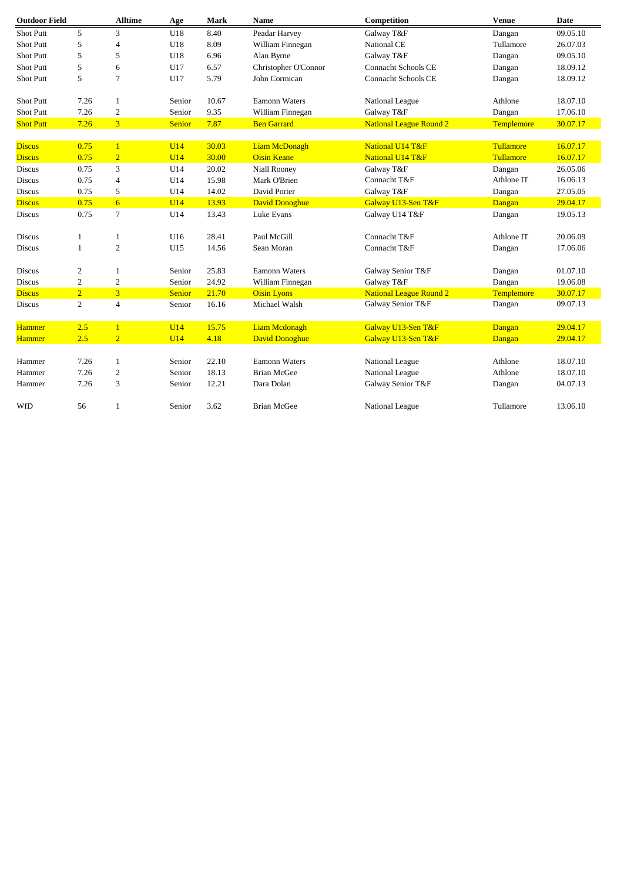| Outdoor Field | | Alltime | Age | Mark | Name | Competition | Venue | Date |
|---|---|---|---|---|---|---|---|---|
| Shot Putt | 5 | 3 | U18 | 8.40 | Peadar Harvey | Galway T&F | Dangan | 09.05.10 |
| Shot Putt | 5 | 4 | U18 | 8.09 | William Finnegan | National CE | Tullamore | 26.07.03 |
| Shot Putt | 5 | 5 | U18 | 6.96 | Alan Byrne | Galway T&F | Dangan | 09.05.10 |
| Shot Putt | 5 | 6 | U17 | 6.57 | Christopher O'Connor | Connacht Schools CE | Dangan | 18.09.12 |
| Shot Putt | 5 | 7 | U17 | 5.79 | John Cormican | Connacht Schools CE | Dangan | 18.09.12 |
| | | | | | | | | |
| Shot Putt | 7.26 | 1 | Senior | 10.67 | Eamonn Waters | National League | Athlone | 18.07.10 |
| Shot Putt | 7.26 | 2 | Senior | 9.35 | William Finnegan | Galway T&F | Dangan | 17.06.10 |
| Shot Putt | 7.26 | 3 | Senior | 7.87 | Ben Garrard | National League Round 2 | Templemore | 30.07.17 |
| | | | | | | | | |
| Discus | 0.75 | 1 | U14 | 30.03 | Liam McDonagh | National U14 T&F | Tullamore | 16.07.17 |
| Discus | 0.75 | 2 | U14 | 30.00 | Oisin Keane | National U14 T&F | Tullamore | 16.07.17 |
| Discus | 0.75 | 3 | U14 | 20.02 | Niall Rooney | Galway T&F | Dangan | 26.05.06 |
| Discus | 0.75 | 4 | U14 | 15.98 | Mark O'Brien | Connacht T&F | Athlone IT | 16.06.13 |
| Discus | 0.75 | 5 | U14 | 14.02 | David Porter | Galway T&F | Dangan | 27.05.05 |
| Discus | 0.75 | 6 | U14 | 13.93 | David Donoghue | Galway U13-Sen T&F | Dangan | 29.04.17 |
| Discus | 0.75 | 7 | U14 | 13.43 | Luke Evans | Galway U14 T&F | Dangan | 19.05.13 |
| | | | | | | | | |
| Discus | 1 | 1 | U16 | 28.41 | Paul McGill | Connacht T&F | Athlone IT | 20.06.09 |
| Discus | 1 | 2 | U15 | 14.56 | Sean Moran | Connacht T&F | Dangan | 17.06.06 |
| | | | | | | | | |
| Discus | 2 | 1 | Senior | 25.83 | Eamonn Waters | Galway Senior T&F | Dangan | 01.07.10 |
| Discus | 2 | 2 | Senior | 24.92 | William Finnegan | Galway T&F | Dangan | 19.06.08 |
| Discus | 2 | 3 | Senior | 21.70 | Oisin Lyons | National League Round 2 | Templemore | 30.07.17 |
| Discus | 2 | 4 | Senior | 16.16 | Michael Walsh | Galway Senior T&F | Dangan | 09.07.13 |
| | | | | | | | | |
| Hammer | 2.5 | 1 | U14 | 15.75 | Liam Mcdonagh | Galway U13-Sen T&F | Dangan | 29.04.17 |
| Hammer | 2.5 | 2 | U14 | 4.18 | David Donoghue | Galway U13-Sen T&F | Dangan | 29.04.17 |
| | | | | | | | | |
| Hammer | 7.26 | 1 | Senior | 22.10 | Eamonn Waters | National League | Athlone | 18.07.10 |
| Hammer | 7.26 | 2 | Senior | 18.13 | Brian McGee | National League | Athlone | 18.07.10 |
| Hammer | 7.26 | 3 | Senior | 12.21 | Dara Dolan | Galway Senior T&F | Dangan | 04.07.13 |
| | | | | | | | | |
| WfD | 56 | 1 | Senior | 3.62 | Brian McGee | National League | Tullamore | 13.06.10 |